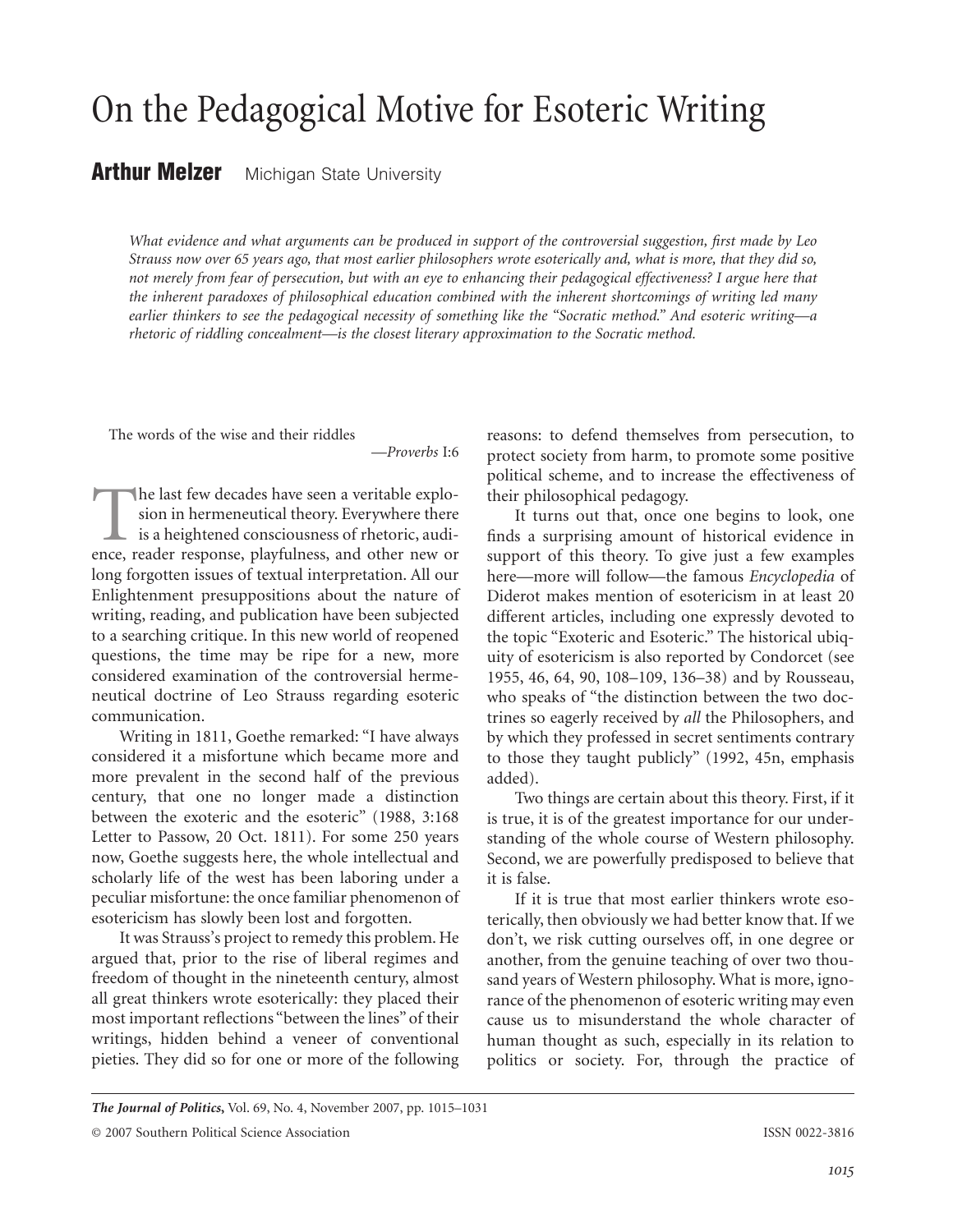# On the Pedagogical Motive for Esoteric Writing

**Arthur Melzer** Michigan State University

*What evidence and what arguments can be produced in support of the controversial suggestion, first made by Leo Strauss now over 65 years ago, that most earlier philosophers wrote esoterically and, what is more, that they did so, not merely from fear of persecution, but with an eye to enhancing their pedagogical effectiveness? I argue here that the inherent paradoxes of philosophical education combined with the inherent shortcomings of writing led many earlier thinkers to see the pedagogical necessity of something like the "Socratic method." And esoteric writing—a rhetoric of riddling concealment—is the closest literary approximation to the Socratic method.*

The words of the wise and their riddles

—*Proverbs* I:6

The last few decades have seen a veritable explosion in hermeneutical theory. Everywhere there is a heightened consciousness of rhetoric, audience, reader response, playfulness, and other new or long forgotten issues of textual interpretation. All our Enlightenment presuppositions about the nature of writing, reading, and publication have been subjected to a searching critique. In this new world of reopened questions, the time may be ripe for a new, more considered examination of the controversial hermeneutical doctrine of Leo Strauss regarding esoteric communication.

Writing in 1811, Goethe remarked: "I have always considered it a misfortune which became more and more prevalent in the second half of the previous century, that one no longer made a distinction between the exoteric and the esoteric" (1988, 3:168 Letter to Passow, 20 Oct. 1811). For some 250 years now, Goethe suggests here, the whole intellectual and scholarly life of the west has been laboring under a peculiar misfortune: the once familiar phenomenon of esotericism has slowly been lost and forgotten.

It was Strauss's project to remedy this problem. He argued that, prior to the rise of liberal regimes and freedom of thought in the nineteenth century, almost all great thinkers wrote esoterically: they placed their most important reflections "between the lines" of their writings, hidden behind a veneer of conventional pieties. They did so for one or more of the following reasons: to defend themselves from persecution, to protect society from harm, to promote some positive political scheme, and to increase the effectiveness of their philosophical pedagogy.

It turns out that, once one begins to look, one finds a surprising amount of historical evidence in support of this theory. To give just a few examples here—more will follow—the famous *Encyclopedia* of Diderot makes mention of esotericism in at least 20 different articles, including one expressly devoted to the topic "Exoteric and Esoteric." The historical ubiquity of esotericism is also reported by Condorcet (see 1955, 46, 64, 90, 108–109, 136–38) and by Rousseau, who speaks of "the distinction between the two doctrines so eagerly received by *all* the Philosophers, and by which they professed in secret sentiments contrary to those they taught publicly" (1992, 45n, emphasis added).

Two things are certain about this theory. First, if it is true, it is of the greatest importance for our understanding of the whole course of Western philosophy. Second, we are powerfully predisposed to believe that it is false.

If it is true that most earlier thinkers wrote esoterically, then obviously we had better know that. If we don't, we risk cutting ourselves off, in one degree or another, from the genuine teaching of over two thousand years of Western philosophy. What is more, ignorance of the phenomenon of esoteric writing may even cause us to misunderstand the whole character of human thought as such, especially in its relation to politics or society. For, through the practice of

*The Journal of Politics*, Vol. 69, No. 4, November 2007, pp. 1015–1031

© 2007 Southern Political Science Association ISSN 0022-3816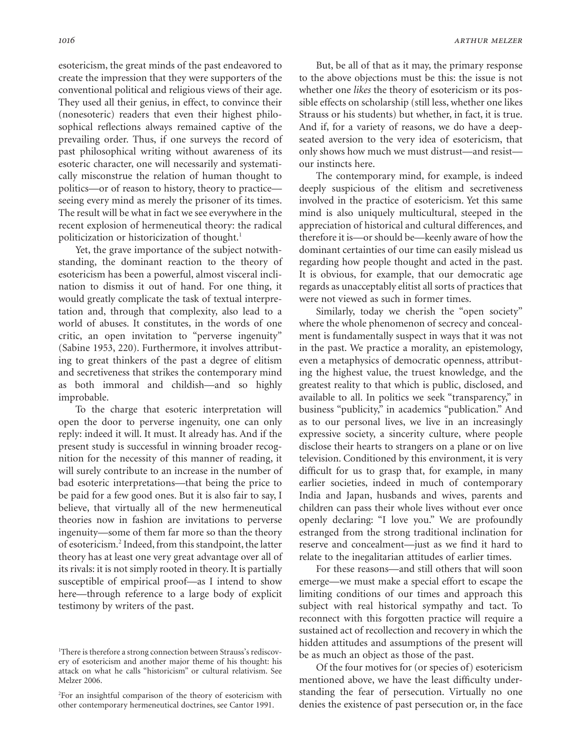esotericism, the great minds of the past endeavored to create the impression that they were supporters of the conventional political and religious views of their age. They used all their genius, in effect, to convince their (nonesoteric) readers that even their highest philosophical reflections always remained captive of the prevailing order. Thus, if one surveys the record of past philosophical writing without awareness of its esoteric character, one will necessarily and systematically misconstrue the relation of human thought to politics—or of reason to history, theory to practice—seeing every mind as merely the prisoner of its times. The result will be what in fact we see everywhere in the recent explosion of hermeneutical theory: the radical politicization or historicization of thought.[1]

Yet, the grave importance of the subject notwithstanding, the dominant reaction to the theory of esotericism has been a powerful, almost visceral inclination to dismiss it out of hand. For one thing, it would greatly complicate the task of textual interpretation and, through that complexity, also lead to a world of abuses. It constitutes, in the words of one critic, an open invitation to "perverse ingenuity" (Sabine 1953, 220). Furthermore, it involves attributing to great thinkers of the past a degree of elitism and secretiveness that strikes the contemporary mind as both immoral and childish—and so highly improbable.

To the charge that esoteric interpretation will open the door to perverse ingenuity, one can only reply: indeed it will. It must. It already has. And if the present study is successful in winning broader recognition for the necessity of this manner of reading, it will surely contribute to an increase in the number of bad esoteric interpretations—that being the price to be paid for a few good ones. But it is also fair to say, I believe, that virtually all of the new hermeneutical theories now in fashion are invitations to perverse ingenuity—some of them far more so than the theory of esotericism.[2] Indeed, from this standpoint, the latter theory has at least one very great advantage over all of its rivals: it is not simply rooted in theory. It is partially susceptible of empirical proof—as I intend to show here—through reference to a large body of explicit testimony by writers of the past.

But, be all of that as it may, the primary response to the above objections must be this: the issue is not whether one *likes* the theory of esotericism or its possible effects on scholarship (still less, whether one likes Strauss or his students) but whether, in fact, it is true. And if, for a variety of reasons, we do have a deep-seated aversion to the very idea of esotericism, that only shows how much we must distrust—and resist—our instincts here.

The contemporary mind, for example, is indeed deeply suspicious of the elitism and secretiveness involved in the practice of esotericism. Yet this same mind is also uniquely multicultural, steeped in the appreciation of historical and cultural differences, and therefore it is—or should be—keenly aware of how the dominant certainties of our time can easily mislead us regarding how people thought and acted in the past. It is obvious, for example, that our democratic age regards as unacceptably elitist all sorts of practices that were not viewed as such in former times.

Similarly, today we cherish the "open society" where the whole phenomenon of secrecy and concealment is fundamentally suspect in ways that it was not in the past. We practice a morality, an epistemology, even a metaphysics of democratic openness, attributing the highest value, the truest knowledge, and the greatest reality to that which is public, disclosed, and available to all. In politics we seek "transparency," in business "publicity," in academics "publication." And as to our personal lives, we live in an increasingly expressive society, a sincerity culture, where people disclose their hearts to strangers on a plane or on live television. Conditioned by this environment, it is very difficult for us to grasp that, for example, in many earlier societies, indeed in much of contemporary India and Japan, husbands and wives, parents and children can pass their whole lives without ever once openly declaring: "I love you." We are profoundly estranged from the strong traditional inclination for reserve and concealment—just as we find it hard to relate to the inegalitarian attitudes of earlier times.

For these reasons—and still others that will soon emerge—we must make a special effort to escape the limiting conditions of our times and approach this subject with real historical sympathy and tact. To reconnect with this forgotten practice will require a sustained act of recollection and recovery in which the hidden attitudes and assumptions of the present will be as much an object as those of the past.

Of the four motives for (or species of) esotericism mentioned above, we have the least difficulty understanding the fear of persecution. Virtually no one denies the existence of past persecution or, in the face

[1]There is therefore a strong connection between Strauss's rediscovery of esotericism and another major theme of his thought: his attack on what he calls "historicism" or cultural relativism. See Melzer 2006.

[2]For an insightful comparison of the theory of esotericism with other contemporary hermeneutical doctrines, see Cantor 1991.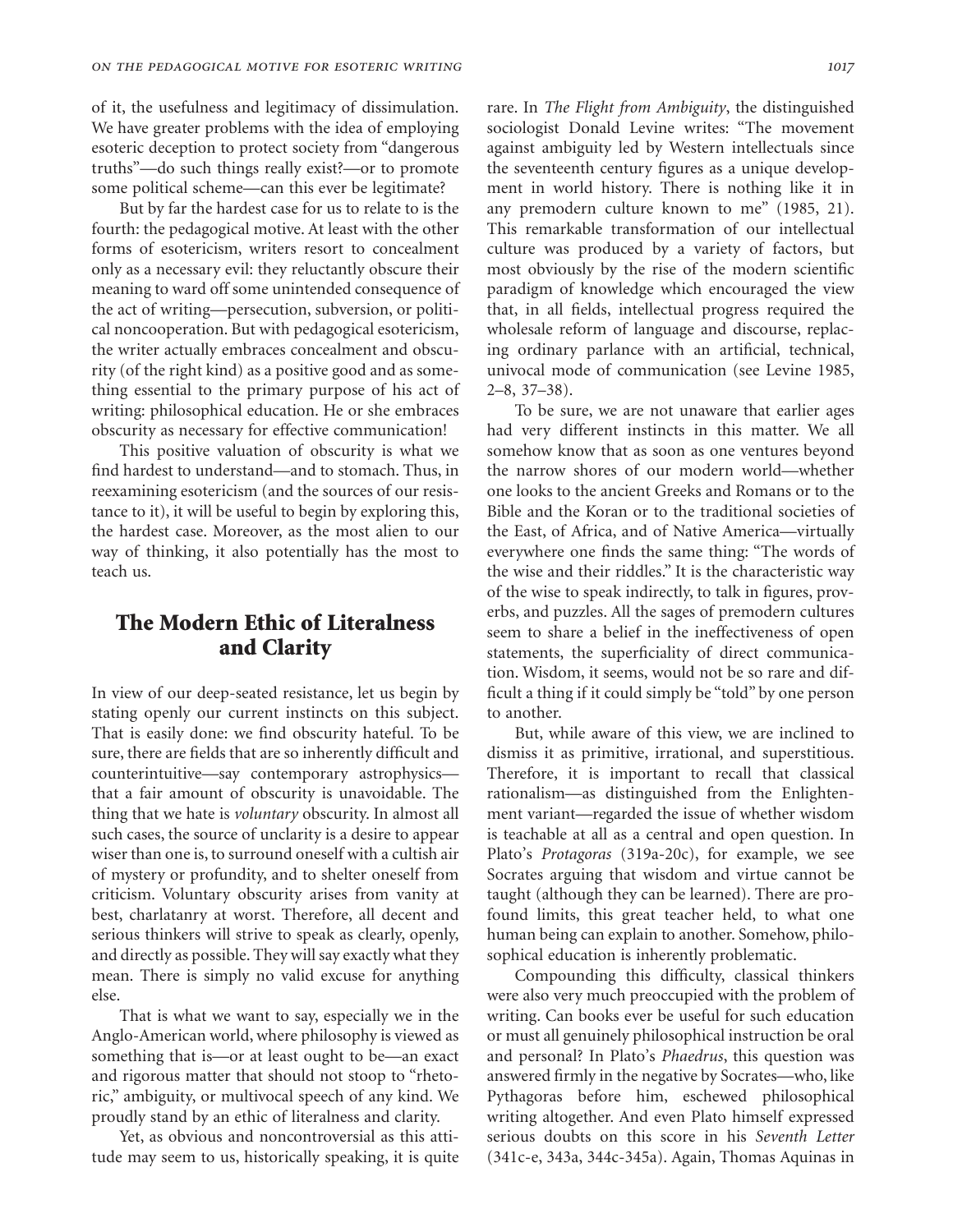of it, the usefulness and legitimacy of dissimulation. We have greater problems with the idea of employing esoteric deception to protect society from "dangerous truths"—do such things really exist?—or to promote some political scheme—can this ever be legitimate?

But by far the hardest case for us to relate to is the fourth: the pedagogical motive. At least with the other forms of esotericism, writers resort to concealment only as a necessary evil: they reluctantly obscure their meaning to ward off some unintended consequence of the act of writing—persecution, subversion, or political noncooperation. But with pedagogical esotericism, the writer actually embraces concealment and obscurity (of the right kind) as a positive good and as something essential to the primary purpose of his act of writing: philosophical education. He or she embraces obscurity as necessary for effective communication!

This positive valuation of obscurity is what we find hardest to understand—and to stomach. Thus, in reexamining esotericism (and the sources of our resistance to it), it will be useful to begin by exploring this, the hardest case. Moreover, as the most alien to our way of thinking, it also potentially has the most to teach us.

## The Modern Ethic of Literalness and Clarity

In view of our deep-seated resistance, let us begin by stating openly our current instincts on this subject. That is easily done: we find obscurity hateful. To be sure, there are fields that are so inherently difficult and counterintuitive—say contemporary astrophysics—that a fair amount of obscurity is unavoidable. The thing that we hate is *voluntary* obscurity. In almost all such cases, the source of unclarity is a desire to appear wiser than one is, to surround oneself with a cultish air of mystery or profundity, and to shelter oneself from criticism. Voluntary obscurity arises from vanity at best, charlatanry at worst. Therefore, all decent and serious thinkers will strive to speak as clearly, openly, and directly as possible. They will say exactly what they mean. There is simply no valid excuse for anything else.

That is what we want to say, especially we in the Anglo-American world, where philosophy is viewed as something that is—or at least ought to be—an exact and rigorous matter that should not stoop to "rhetoric," ambiguity, or multivocal speech of any kind. We proudly stand by an ethic of literalness and clarity.

Yet, as obvious and noncontroversial as this attitude may seem to us, historically speaking, it is quite rare. In *The Flight from Ambiguity*, the distinguished sociologist Donald Levine writes: "The movement against ambiguity led by Western intellectuals since the seventeenth century figures as a unique development in world history. There is nothing like it in any premodern culture known to me" (1985, 21). This remarkable transformation of our intellectual culture was produced by a variety of factors, but most obviously by the rise of the modern scientific paradigm of knowledge which encouraged the view that, in all fields, intellectual progress required the wholesale reform of language and discourse, replacing ordinary parlance with an artificial, technical, univocal mode of communication (see Levine 1985, 2–8, 37–38).

To be sure, we are not unaware that earlier ages had very different instincts in this matter. We all somehow know that as soon as one ventures beyond the narrow shores of our modern world—whether one looks to the ancient Greeks and Romans or to the Bible and the Koran or to the traditional societies of the East, of Africa, and of Native America—virtually everywhere one finds the same thing: "The words of the wise and their riddles." It is the characteristic way of the wise to speak indirectly, to talk in figures, proverbs, and puzzles. All the sages of premodern cultures seem to share a belief in the ineffectiveness of open statements, the superficiality of direct communication. Wisdom, it seems, would not be so rare and difficult a thing if it could simply be "told" by one person to another.

But, while aware of this view, we are inclined to dismiss it as primitive, irrational, and superstitious. Therefore, it is important to recall that classical rationalism—as distinguished from the Enlightenment variant—regarded the issue of whether wisdom is teachable at all as a central and open question. In Plato's *Protagoras* (319a-20c), for example, we see Socrates arguing that wisdom and virtue cannot be taught (although they can be learned). There are profound limits, this great teacher held, to what one human being can explain to another. Somehow, philosophical education is inherently problematic.

Compounding this difficulty, classical thinkers were also very much preoccupied with the problem of writing. Can books ever be useful for such education or must all genuinely philosophical instruction be oral and personal? In Plato's *Phaedrus*, this question was answered firmly in the negative by Socrates—who, like Pythagoras before him, eschewed philosophical writing altogether. And even Plato himself expressed serious doubts on this score in his *Seventh Letter* (341c-e, 343a, 344c-345a). Again, Thomas Aquinas in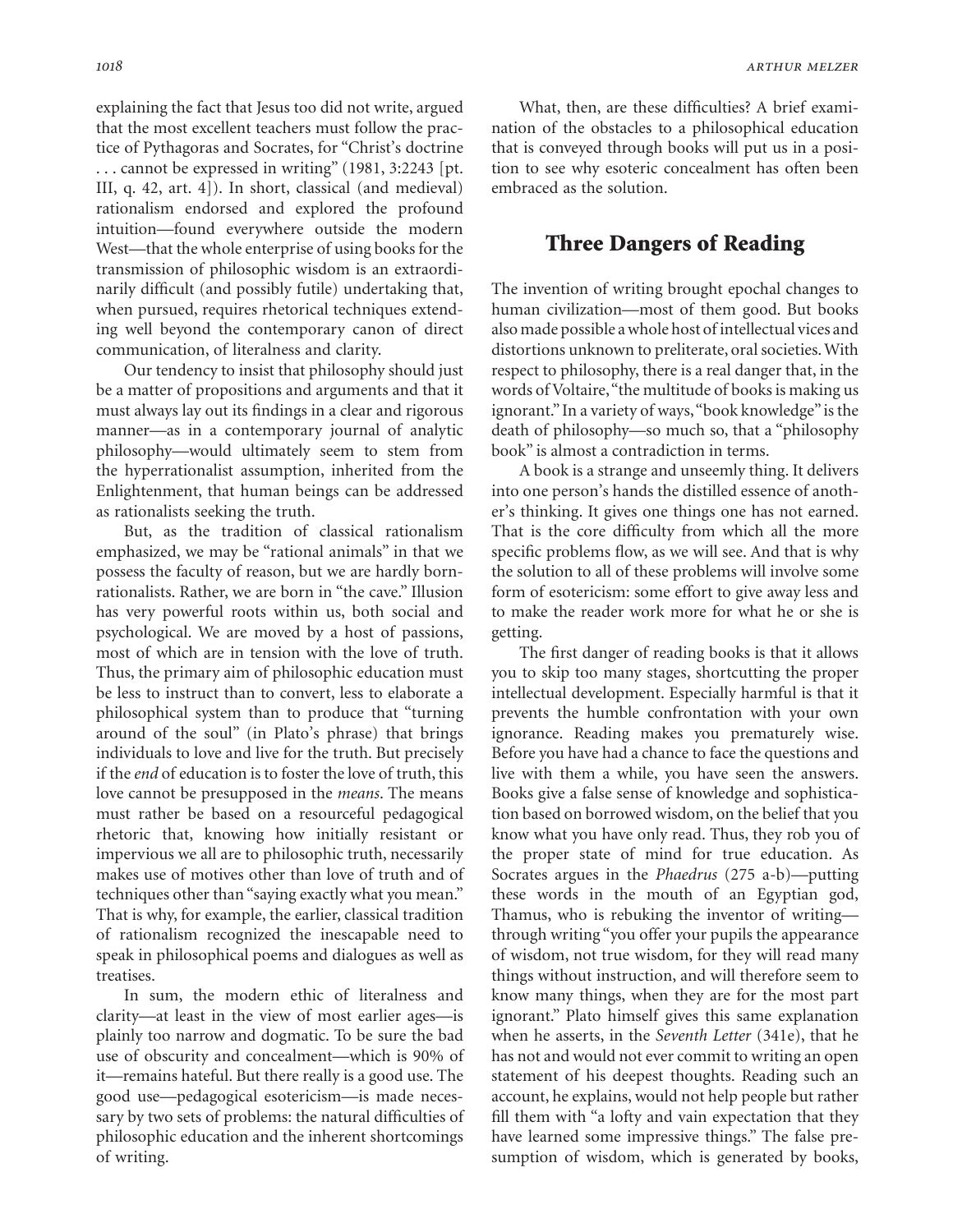explaining the fact that Jesus too did not write, argued that the most excellent teachers must follow the practice of Pythagoras and Socrates, for "Christ's doctrine . . . cannot be expressed in writing" (1981, 3:2243 [pt. III, q. 42, art. 4]). In short, classical (and medieval) rationalism endorsed and explored the profound intuition—found everywhere outside the modern West—that the whole enterprise of using books for the transmission of philosophic wisdom is an extraordinarily difficult (and possibly futile) undertaking that, when pursued, requires rhetorical techniques extending well beyond the contemporary canon of direct communication, of literalness and clarity.

Our tendency to insist that philosophy should just be a matter of propositions and arguments and that it must always lay out its findings in a clear and rigorous manner—as in a contemporary journal of analytic philosophy—would ultimately seem to stem from the hyperrationalist assumption, inherited from the Enlightenment, that human beings can be addressed as rationalists seeking the truth.

But, as the tradition of classical rationalism emphasized, we may be "rational animals" in that we possess the faculty of reason, but we are hardly born-rationalists. Rather, we are born in "the cave." Illusion has very powerful roots within us, both social and psychological. We are moved by a host of passions, most of which are in tension with the love of truth. Thus, the primary aim of philosophic education must be less to instruct than to convert, less to elaborate a philosophical system than to produce that "turning around of the soul" (in Plato's phrase) that brings individuals to love and live for the truth. But precisely if the *end* of education is to foster the love of truth, this love cannot be presupposed in the *means*. The means must rather be based on a resourceful pedagogical rhetoric that, knowing how initially resistant or impervious we all are to philosophic truth, necessarily makes use of motives other than love of truth and of techniques other than "saying exactly what you mean." That is why, for example, the earlier, classical tradition of rationalism recognized the inescapable need to speak in philosophical poems and dialogues as well as treatises.

In sum, the modern ethic of literalness and clarity—at least in the view of most earlier ages—is plainly too narrow and dogmatic. To be sure the bad use of obscurity and concealment—which is 90% of it—remains hateful. But there really is a good use. The good use—pedagogical esotericism—is made necessary by two sets of problems: the natural difficulties of philosophic education and the inherent shortcomings of writing.

What, then, are these difficulties? A brief examination of the obstacles to a philosophical education that is conveyed through books will put us in a position to see why esoteric concealment has often been embraced as the solution.

## Three Dangers of Reading

The invention of writing brought epochal changes to human civilization—most of them good. But books also made possible a whole host of intellectual vices and distortions unknown to preliterate, oral societies. With respect to philosophy, there is a real danger that, in the words of Voltaire, "the multitude of books is making us ignorant." In a variety of ways, "book knowledge" is the death of philosophy—so much so, that a "philosophy book" is almost a contradiction in terms.

A book is a strange and unseemly thing. It delivers into one person's hands the distilled essence of another's thinking. It gives one things one has not earned. That is the core difficulty from which all the more specific problems flow, as we will see. And that is why the solution to all of these problems will involve some form of esotericism: some effort to give away less and to make the reader work more for what he or she is getting.

The first danger of reading books is that it allows you to skip too many stages, shortcutting the proper intellectual development. Especially harmful is that it prevents the humble confrontation with your own ignorance. Reading makes you prematurely wise. Before you have had a chance to face the questions and live with them a while, you have seen the answers. Books give a false sense of knowledge and sophistication based on borrowed wisdom, on the belief that you know what you have only read. Thus, they rob you of the proper state of mind for true education. As Socrates argues in the *Phaedrus* (275 a-b)—putting these words in the mouth of an Egyptian god, Thamus, who is rebuking the inventor of writing—through writing "you offer your pupils the appearance of wisdom, not true wisdom, for they will read many things without instruction, and will therefore seem to know many things, when they are for the most part ignorant." Plato himself gives this same explanation when he asserts, in the *Seventh Letter* (341e), that he has not and would not ever commit to writing an open statement of his deepest thoughts. Reading such an account, he explains, would not help people but rather fill them with "a lofty and vain expectation that they have learned some impressive things." The false presumption of wisdom, which is generated by books,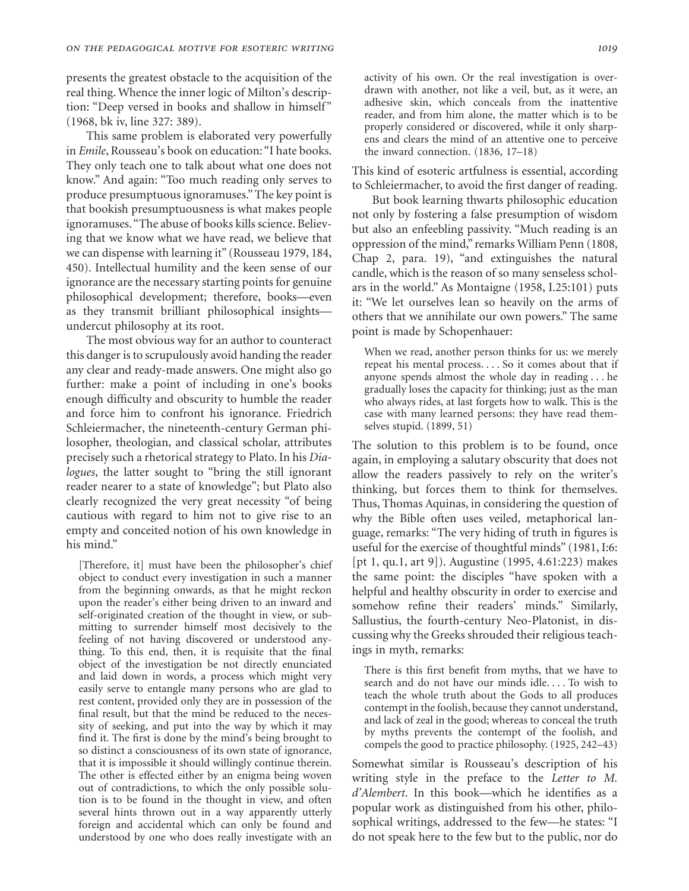presents the greatest obstacle to the acquisition of the real thing. Whence the inner logic of Milton's description: "Deep versed in books and shallow in himself" (1968, bk iv, line 327: 389).

This same problem is elaborated very powerfully in *Emile*, Rousseau's book on education: "I hate books. They only teach one to talk about what one does not know." And again: "Too much reading only serves to produce presumptuous ignoramuses." The key point is that bookish presumptuousness is what makes people ignoramuses. "The abuse of books kills science. Believing that we know what we have read, we believe that we can dispense with learning it" (Rousseau 1979, 184, 450). Intellectual humility and the keen sense of our ignorance are the necessary starting points for genuine philosophical development; therefore, books—even as they transmit brilliant philosophical insights—undercut philosophy at its root.

The most obvious way for an author to counteract this danger is to scrupulously avoid handing the reader any clear and ready-made answers. One might also go further: make a point of including in one's books enough difficulty and obscurity to humble the reader and force him to confront his ignorance. Friedrich Schleiermacher, the nineteenth-century German philosopher, theologian, and classical scholar, attributes precisely such a rhetorical strategy to Plato. In his *Dialogues*, the latter sought to "bring the still ignorant reader nearer to a state of knowledge"; but Plato also clearly recognized the very great necessity "of being cautious with regard to him not to give rise to an empty and conceited notion of his own knowledge in his mind."

> [Therefore, it] must have been the philosopher's chief object to conduct every investigation in such a manner from the beginning onwards, as that he might reckon upon the reader's either being driven to an inward and self-originated creation of the thought in view, or submitting to surrender himself most decisively to the feeling of not having discovered or understood anything. To this end, then, it is requisite that the final object of the investigation be not directly enunciated and laid down in words, a process which might very easily serve to entangle many persons who are glad to rest content, provided only they are in possession of the final result, but that the mind be reduced to the necessity of seeking, and put into the way by which it may find it. The first is done by the mind's being brought to so distinct a consciousness of its own state of ignorance, that it is impossible it should willingly continue therein. The other is effected either by an enigma being woven out of contradictions, to which the only possible solution is to be found in the thought in view, and often several hints thrown out in a way apparently utterly foreign and accidental which can only be found and understood by one who does really investigate with an activity of his own. Or the real investigation is overdrawn with another, not like a veil, but, as it were, an adhesive skin, which conceals from the inattentive reader, and from him alone, the matter which is to be properly considered or discovered, while it only sharpens and clears the mind of an attentive one to perceive the inward connection. (1836, 17–18)

This kind of esoteric artfulness is essential, according to Schleiermacher, to avoid the first danger of reading.

But book learning thwarts philosophic education not only by fostering a false presumption of wisdom but also an enfeebling passivity. "Much reading is an oppression of the mind," remarks William Penn (1808, Chap 2, para. 19), "and extinguishes the natural candle, which is the reason of so many senseless scholars in the world." As Montaigne (1958, I.25:101) puts it: "We let ourselves lean so heavily on the arms of others that we annihilate our own powers." The same point is made by Schopenhauer:

> When we read, another person thinks for us: we merely repeat his mental process. . . . So it comes about that if anyone spends almost the whole day in reading . . . he gradually loses the capacity for thinking; just as the man who always rides, at last forgets how to walk. This is the case with many learned persons: they have read themselves stupid. (1899, 51)

The solution to this problem is to be found, once again, in employing a salutary obscurity that does not allow the readers passively to rely on the writer's thinking, but forces them to think for themselves. Thus, Thomas Aquinas, in considering the question of why the Bible often uses veiled, metaphorical language, remarks: "The very hiding of truth in figures is useful for the exercise of thoughtful minds" (1981, I:6: [pt 1, qu.1, art 9]). Augustine (1995, 4.61:223) makes the same point: the disciples "have spoken with a helpful and healthy obscurity in order to exercise and somehow refine their readers' minds." Similarly, Sallustius, the fourth-century Neo-Platonist, in discussing why the Greeks shrouded their religious teachings in myth, remarks:

> There is this first benefit from myths, that we have to search and do not have our minds idle. . . . To wish to teach the whole truth about the Gods to all produces contempt in the foolish, because they cannot understand, and lack of zeal in the good; whereas to conceal the truth by myths prevents the contempt of the foolish, and compels the good to practice philosophy. (1925, 242–43)

Somewhat similar is Rousseau's description of his writing style in the preface to the *Letter to M. d'Alembert*. In this book—which he identifies as a popular work as distinguished from his other, philosophical writings, addressed to the few—he states: "I do not speak here to the few but to the public, nor do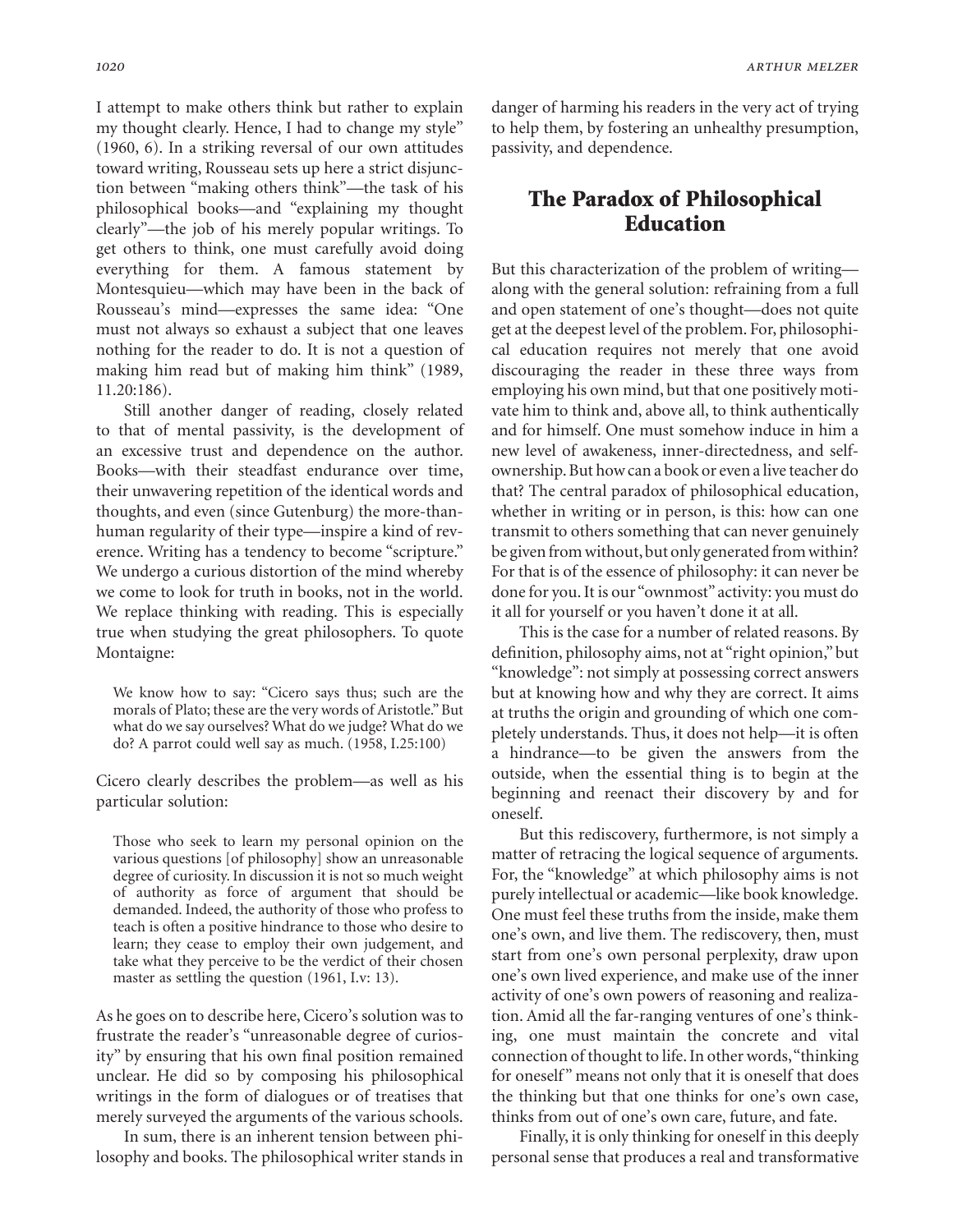I attempt to make others think but rather to explain my thought clearly. Hence, I had to change my style" (1960, 6). In a striking reversal of our own attitudes toward writing, Rousseau sets up here a strict disjunction between "making others think"—the task of his philosophical books—and "explaining my thought clearly"—the job of his merely popular writings. To get others to think, one must carefully avoid doing everything for them. A famous statement by Montesquieu—which may have been in the back of Rousseau's mind—expresses the same idea: "One must not always so exhaust a subject that one leaves nothing for the reader to do. It is not a question of making him read but of making him think" (1989, 11.20:186).

Still another danger of reading, closely related to that of mental passivity, is the development of an excessive trust and dependence on the author. Books—with their steadfast endurance over time, their unwavering repetition of the identical words and thoughts, and even (since Gutenburg) the more-than-human regularity of their type—inspire a kind of reverence. Writing has a tendency to become "scripture." We undergo a curious distortion of the mind whereby we come to look for truth in books, not in the world. We replace thinking with reading. This is especially true when studying the great philosophers. To quote Montaigne:

> We know how to say: "Cicero says thus; such are the morals of Plato; these are the very words of Aristotle." But what do we say ourselves? What do we judge? What do we do? A parrot could well say as much. (1958, I.25:100)

Cicero clearly describes the problem—as well as his particular solution:

> Those who seek to learn my personal opinion on the various questions [of philosophy] show an unreasonable degree of curiosity. In discussion it is not so much weight of authority as force of argument that should be demanded. Indeed, the authority of those who profess to teach is often a positive hindrance to those who desire to learn; they cease to employ their own judgement, and take what they perceive to be the verdict of their chosen master as settling the question (1961, I.v: 13).

As he goes on to describe here, Cicero's solution was to frustrate the reader's "unreasonable degree of curiosity" by ensuring that his own final position remained unclear. He did so by composing his philosophical writings in the form of dialogues or of treatises that merely surveyed the arguments of the various schools.

In sum, there is an inherent tension between philosophy and books. The philosophical writer stands in danger of harming his readers in the very act of trying to help them, by fostering an unhealthy presumption, passivity, and dependence.

## The Paradox of Philosophical Education

But this characterization of the problem of writing—along with the general solution: refraining from a full and open statement of one's thought—does not quite get at the deepest level of the problem. For, philosophical education requires not merely that one avoid discouraging the reader in these three ways from employing his own mind, but that one positively motivate him to think and, above all, to think authentically and for himself. One must somehow induce in him a new level of awakeness, inner-directedness, and self-ownership. But how can a book or even a live teacher do that? The central paradox of philosophical education, whether in writing or in person, is this: how can one transmit to others something that can never genuinely be given from without, but only generated from within? For that is of the essence of philosophy: it can never be done for you. It is our "ownmost" activity: you must do it all for yourself or you haven't done it at all.

This is the case for a number of related reasons. By definition, philosophy aims, not at "right opinion," but "knowledge": not simply at possessing correct answers but at knowing how and why they are correct. It aims at truths the origin and grounding of which one completely understands. Thus, it does not help—it is often a hindrance—to be given the answers from the outside, when the essential thing is to begin at the beginning and reenact their discovery by and for oneself.

But this rediscovery, furthermore, is not simply a matter of retracing the logical sequence of arguments. For, the "knowledge" at which philosophy aims is not purely intellectual or academic—like book knowledge. One must feel these truths from the inside, make them one's own, and live them. The rediscovery, then, must start from one's own personal perplexity, draw upon one's own lived experience, and make use of the inner activity of one's own powers of reasoning and realization. Amid all the far-ranging ventures of one's thinking, one must maintain the concrete and vital connection of thought to life. In other words, "thinking for oneself" means not only that it is oneself that does the thinking but that one thinks for one's own case, thinks from out of one's own care, future, and fate.

Finally, it is only thinking for oneself in this deeply personal sense that produces a real and transformative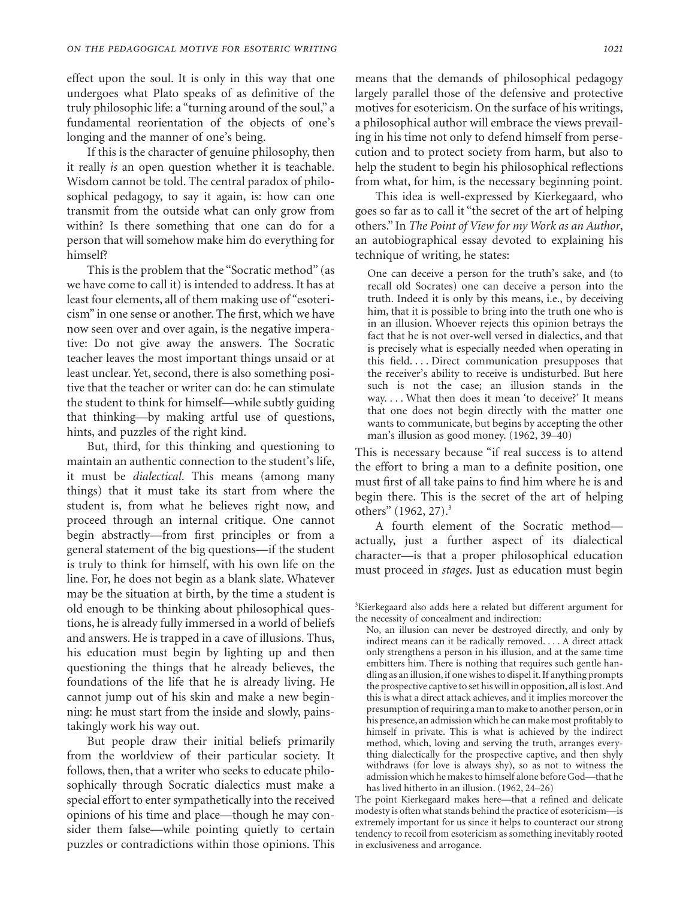effect upon the soul. It is only in this way that one undergoes what Plato speaks of as definitive of the truly philosophic life: a "turning around of the soul," a fundamental reorientation of the objects of one's longing and the manner of one's being.

If this is the character of genuine philosophy, then it really *is* an open question whether it is teachable. Wisdom cannot be told. The central paradox of philosophical pedagogy, to say it again, is: how can one transmit from the outside what can only grow from within? Is there something that one can do for a person that will somehow make him do everything for himself?

This is the problem that the "Socratic method" (as we have come to call it) is intended to address. It has at least four elements, all of them making use of "esotericism" in one sense or another. The first, which we have now seen over and over again, is the negative imperative: Do not give away the answers. The Socratic teacher leaves the most important things unsaid or at least unclear. Yet, second, there is also something positive that the teacher or writer can do: he can stimulate the student to think for himself—while subtly guiding that thinking—by making artful use of questions, hints, and puzzles of the right kind.

But, third, for this thinking and questioning to maintain an authentic connection to the student's life, it must be *dialectical*. This means (among many things) that it must take its start from where the student is, from what he believes right now, and proceed through an internal critique. One cannot begin abstractly—from first principles or from a general statement of the big questions—if the student is truly to think for himself, with his own life on the line. For, he does not begin as a blank slate. Whatever may be the situation at birth, by the time a student is old enough to be thinking about philosophical questions, he is already fully immersed in a world of beliefs and answers. He is trapped in a cave of illusions. Thus, his education must begin by lighting up and then questioning the things that he already believes, the foundations of the life that he is already living. He cannot jump out of his skin and make a new beginning: he must start from the inside and slowly, painstakingly work his way out.

But people draw their initial beliefs primarily from the worldview of their particular society. It follows, then, that a writer who seeks to educate philosophically through Socratic dialectics must make a special effort to enter sympathetically into the received opinions of his time and place—though he may consider them false—while pointing quietly to certain puzzles or contradictions within those opinions. This means that the demands of philosophical pedagogy largely parallel those of the defensive and protective motives for esotericism. On the surface of his writings, a philosophical author will embrace the views prevailing in his time not only to defend himself from persecution and to protect society from harm, but also to help the student to begin his philosophical reflections from what, for him, is the necessary beginning point.

This idea is well-expressed by Kierkegaard, who goes so far as to call it "the secret of the art of helping others." In *The Point of View for my Work as an Author*, an autobiographical essay devoted to explaining his technique of writing, he states:

> One can deceive a person for the truth's sake, and (to recall old Socrates) one can deceive a person into the truth. Indeed it is only by this means, i.e., by deceiving him, that it is possible to bring into the truth one who is in an illusion. Whoever rejects this opinion betrays the fact that he is not over-well versed in dialectics, and that is precisely what is especially needed when operating in this field. . . . Direct communication presupposes that the receiver's ability to receive is undisturbed. But here such is not the case; an illusion stands in the way. . . . What then does it mean 'to deceive?' It means that one does not begin directly with the matter one wants to communicate, but begins by accepting the other man's illusion as good money. (1962, 39–40)

This is necessary because "if real success is to attend the effort to bring a man to a definite position, one must first of all take pains to find him where he is and begin there. This is the secret of the art of helping others" (1962, 27).[3]

A fourth element of the Socratic method—actually, just a further aspect of its dialectical character—is that a proper philosophical education must proceed in *stages*. Just as education must begin

[3]Kierkegaard also adds here a related but different argument for the necessity of concealment and indirection:

> No, an illusion can never be destroyed directly, and only by indirect means can it be radically removed. . . . A direct attack only strengthens a person in his illusion, and at the same time embitters him. There is nothing that requires such gentle handling as an illusion, if one wishes to dispel it. If anything prompts the prospective captive to set his will in opposition, all is lost. And this is what a direct attack achieves, and it implies moreover the presumption of requiring a man to make to another person, or in his presence, an admission which he can make most profitably to himself in private. This is what is achieved by the indirect method, which, loving and serving the truth, arranges everything dialectically for the prospective captive, and then shyly withdraws (for love is always shy), so as not to witness the admission which he makes to himself alone before God—that he has lived hitherto in an illusion. (1962, 24–26)

The point Kierkegaard makes here—that a refined and delicate modesty is often what stands behind the practice of esotericism—is extremely important for us since it helps to counteract our strong tendency to recoil from esotericism as something inevitably rooted in exclusiveness and arrogance.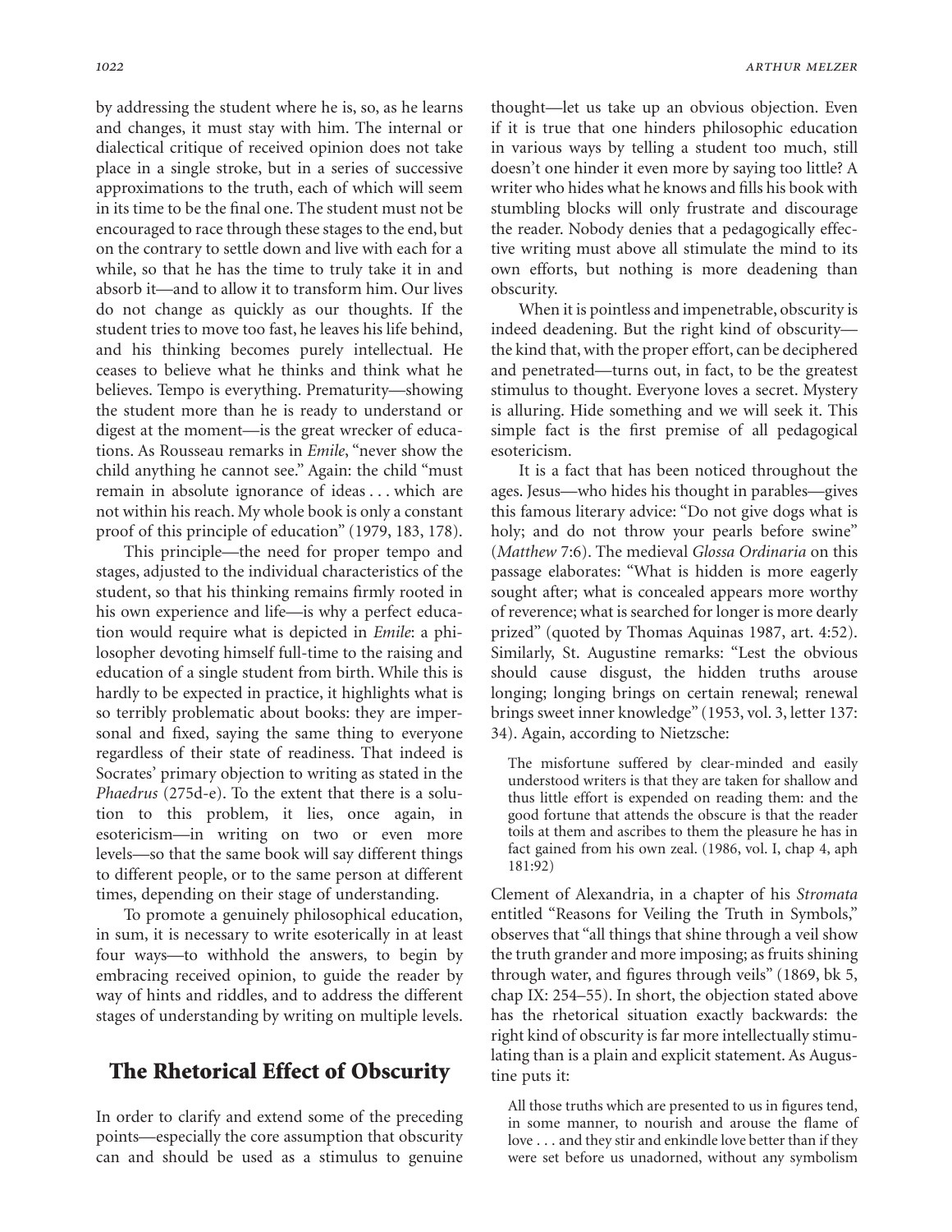by addressing the student where he is, so, as he learns and changes, it must stay with him. The internal or dialectical critique of received opinion does not take place in a single stroke, but in a series of successive approximations to the truth, each of which will seem in its time to be the final one. The student must not be encouraged to race through these stages to the end, but on the contrary to settle down and live with each for a while, so that he has the time to truly take it in and absorb it—and to allow it to transform him. Our lives do not change as quickly as our thoughts. If the student tries to move too fast, he leaves his life behind, and his thinking becomes purely intellectual. He ceases to believe what he thinks and think what he believes. Tempo is everything. Prematurity—showing the student more than he is ready to understand or digest at the moment—is the great wrecker of educations. As Rousseau remarks in *Emile*, "never show the child anything he cannot see." Again: the child "must remain in absolute ignorance of ideas . . . which are not within his reach. My whole book is only a constant proof of this principle of education" (1979, 183, 178).

This principle—the need for proper tempo and stages, adjusted to the individual characteristics of the student, so that his thinking remains firmly rooted in his own experience and life—is why a perfect education would require what is depicted in *Emile*: a philosopher devoting himself full-time to the raising and education of a single student from birth. While this is hardly to be expected in practice, it highlights what is so terribly problematic about books: they are impersonal and fixed, saying the same thing to everyone regardless of their state of readiness. That indeed is Socrates' primary objection to writing as stated in the *Phaedrus* (275d-e). To the extent that there is a solution to this problem, it lies, once again, in esotericism—in writing on two or even more levels—so that the same book will say different things to different people, or to the same person at different times, depending on their stage of understanding.

To promote a genuinely philosophical education, in sum, it is necessary to write esoterically in at least four ways—to withhold the answers, to begin by embracing received opinion, to guide the reader by way of hints and riddles, and to address the different stages of understanding by writing on multiple levels.

## The Rhetorical Effect of Obscurity

In order to clarify and extend some of the preceding points—especially the core assumption that obscurity can and should be used as a stimulus to genuine thought—let us take up an obvious objection. Even if it is true that one hinders philosophic education in various ways by telling a student too much, still doesn't one hinder it even more by saying too little? A writer who hides what he knows and fills his book with stumbling blocks will only frustrate and discourage the reader. Nobody denies that a pedagogically effective writing must above all stimulate the mind to its own efforts, but nothing is more deadening than obscurity.

When it is pointless and impenetrable, obscurity is indeed deadening. But the right kind of obscurity—the kind that, with the proper effort, can be deciphered and penetrated—turns out, in fact, to be the greatest stimulus to thought. Everyone loves a secret. Mystery is alluring. Hide something and we will seek it. This simple fact is the first premise of all pedagogical esotericism.

It is a fact that has been noticed throughout the ages. Jesus—who hides his thought in parables—gives this famous literary advice: "Do not give dogs what is holy; and do not throw your pearls before swine" (*Matthew* 7:6). The medieval *Glossa Ordinaria* on this passage elaborates: "What is hidden is more eagerly sought after; what is concealed appears more worthy of reverence; what is searched for longer is more dearly prized" (quoted by Thomas Aquinas 1987, art. 4:52). Similarly, St. Augustine remarks: "Lest the obvious should cause disgust, the hidden truths arouse longing; longing brings on certain renewal; renewal brings sweet inner knowledge" (1953, vol. 3, letter 137: 34). Again, according to Nietzsche:

> The misfortune suffered by clear-minded and easily understood writers is that they are taken for shallow and thus little effort is expended on reading them: and the good fortune that attends the obscure is that the reader toils at them and ascribes to them the pleasure he has in fact gained from his own zeal. (1986, vol. I, chap 4, aph 181:92)

Clement of Alexandria, in a chapter of his *Stromata* entitled "Reasons for Veiling the Truth in Symbols," observes that "all things that shine through a veil show the truth grander and more imposing; as fruits shining through water, and figures through veils" (1869, bk 5, chap IX: 254–55). In short, the objection stated above has the rhetorical situation exactly backwards: the right kind of obscurity is far more intellectually stimulating than is a plain and explicit statement. As Augustine puts it:

> All those truths which are presented to us in figures tend, in some manner, to nourish and arouse the flame of love . . . and they stir and enkindle love better than if they were set before us unadorned, without any symbolism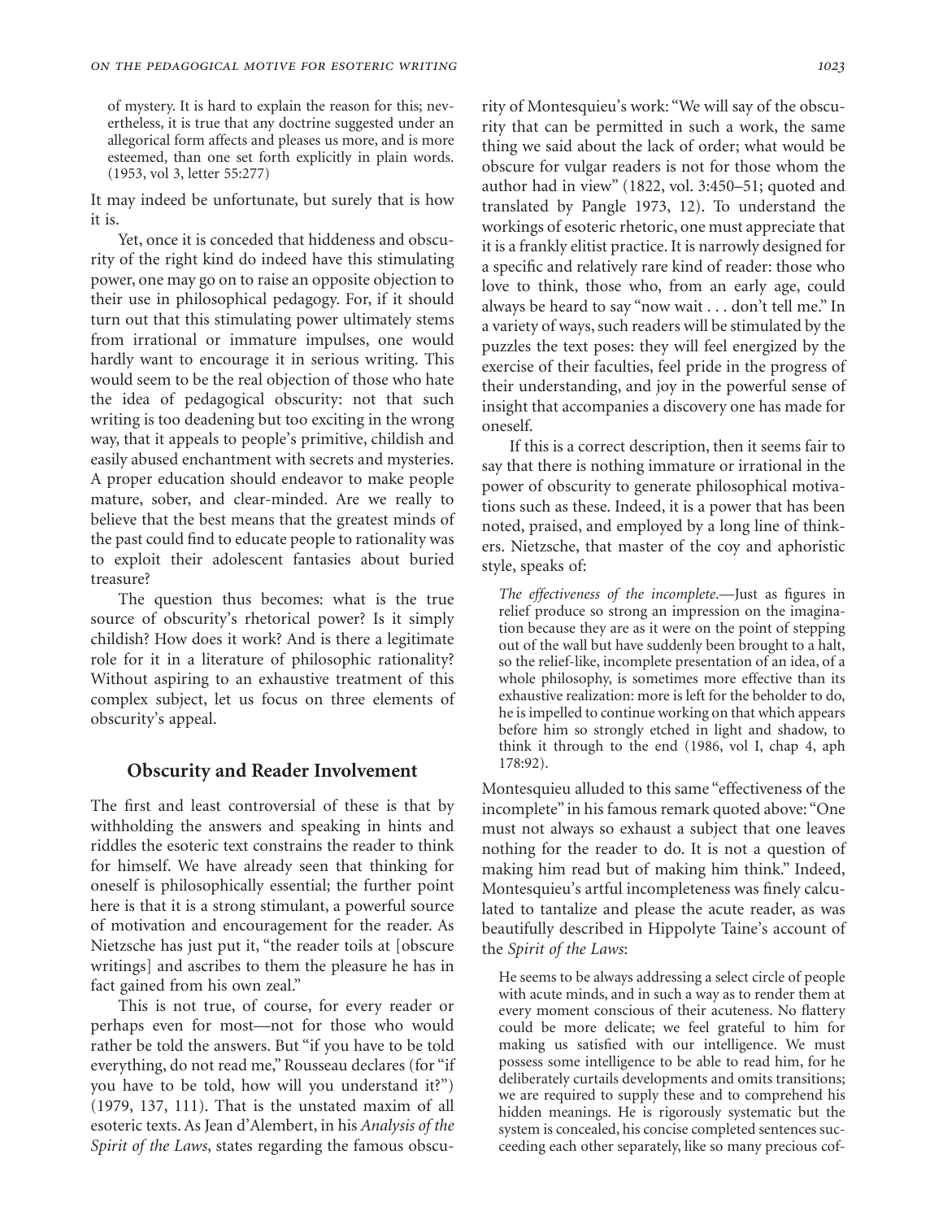> of mystery. It is hard to explain the reason for this; nevertheless, it is true that any doctrine suggested under an allegorical form affects and pleases us more, and is more esteemed, than one set forth explicitly in plain words. (1953, vol 3, letter 55:277)

It may indeed be unfortunate, but surely that is how it is.

Yet, once it is conceded that hiddeness and obscurity of the right kind do indeed have this stimulating power, one may go on to raise an opposite objection to their use in philosophical pedagogy. For, if it should turn out that this stimulating power ultimately stems from irrational or immature impulses, one would hardly want to encourage it in serious writing. This would seem to be the real objection of those who hate the idea of pedagogical obscurity: not that such writing is too deadening but too exciting in the wrong way, that it appeals to people's primitive, childish and easily abused enchantment with secrets and mysteries. A proper education should endeavor to make people mature, sober, and clear-minded. Are we really to believe that the best means that the greatest minds of the past could find to educate people to rationality was to exploit their adolescent fantasies about buried treasure?

The question thus becomes: what is the true source of obscurity's rhetorical power? Is it simply childish? How does it work? And is there a legitimate role for it in a literature of philosophic rationality? Without aspiring to an exhaustive treatment of this complex subject, let us focus on three elements of obscurity's appeal.

## Obscurity and Reader Involvement

The first and least controversial of these is that by withholding the answers and speaking in hints and riddles the esoteric text constrains the reader to think for himself. We have already seen that thinking for oneself is philosophically essential; the further point here is that it is a strong stimulant, a powerful source of motivation and encouragement for the reader. As Nietzsche has just put it, "the reader toils at [obscure writings] and ascribes to them the pleasure he has in fact gained from his own zeal."

This is not true, of course, for every reader or perhaps even for most—not for those who would rather be told the answers. But "if you have to be told everything, do not read me," Rousseau declares (for "if you have to be told, how will you understand it?") (1979, 137, 111). That is the unstated maxim of all esoteric texts. As Jean d'Alembert, in his *Analysis of the Spirit of the Laws*, states regarding the famous obscurity of Montesquieu's work: "We will say of the obscurity that can be permitted in such a work, the same thing we said about the lack of order; what would be obscure for vulgar readers is not for those whom the author had in view" (1822, vol. 3:450–51; quoted and translated by Pangle 1973, 12). To understand the workings of esoteric rhetoric, one must appreciate that it is a frankly elitist practice. It is narrowly designed for a specific and relatively rare kind of reader: those who love to think, those who, from an early age, could always be heard to say "now wait . . . don't tell me." In a variety of ways, such readers will be stimulated by the puzzles the text poses: they will feel energized by the exercise of their faculties, feel pride in the progress of their understanding, and joy in the powerful sense of insight that accompanies a discovery one has made for oneself.

If this is a correct description, then it seems fair to say that there is nothing immature or irrational in the power of obscurity to generate philosophical motivations such as these. Indeed, it is a power that has been noted, praised, and employed by a long line of thinkers. Nietzsche, that master of the coy and aphoristic style, speaks of:

> *The effectiveness of the incomplete*.—Just as figures in relief produce so strong an impression on the imagination because they are as it were on the point of stepping out of the wall but have suddenly been brought to a halt, so the relief-like, incomplete presentation of an idea, of a whole philosophy, is sometimes more effective than its exhaustive realization: more is left for the beholder to do, he is impelled to continue working on that which appears before him so strongly etched in light and shadow, to think it through to the end (1986, vol I, chap 4, aph 178:92).

Montesquieu alluded to this same "effectiveness of the incomplete" in his famous remark quoted above: "One must not always so exhaust a subject that one leaves nothing for the reader to do. It is not a question of making him read but of making him think." Indeed, Montesquieu's artful incompleteness was finely calculated to tantalize and please the acute reader, as was beautifully described in Hippolyte Taine's account of the *Spirit of the Laws*:

> He seems to be always addressing a select circle of people with acute minds, and in such a way as to render them at every moment conscious of their acuteness. No flattery could be more delicate; we feel grateful to him for making us satisfied with our intelligence. We must possess some intelligence to be able to read him, for he deliberately curtails developments and omits transitions; we are required to supply these and to comprehend his hidden meanings. He is rigorously systematic but the system is concealed, his concise completed sentences succeeding each other separately, like so many precious cof-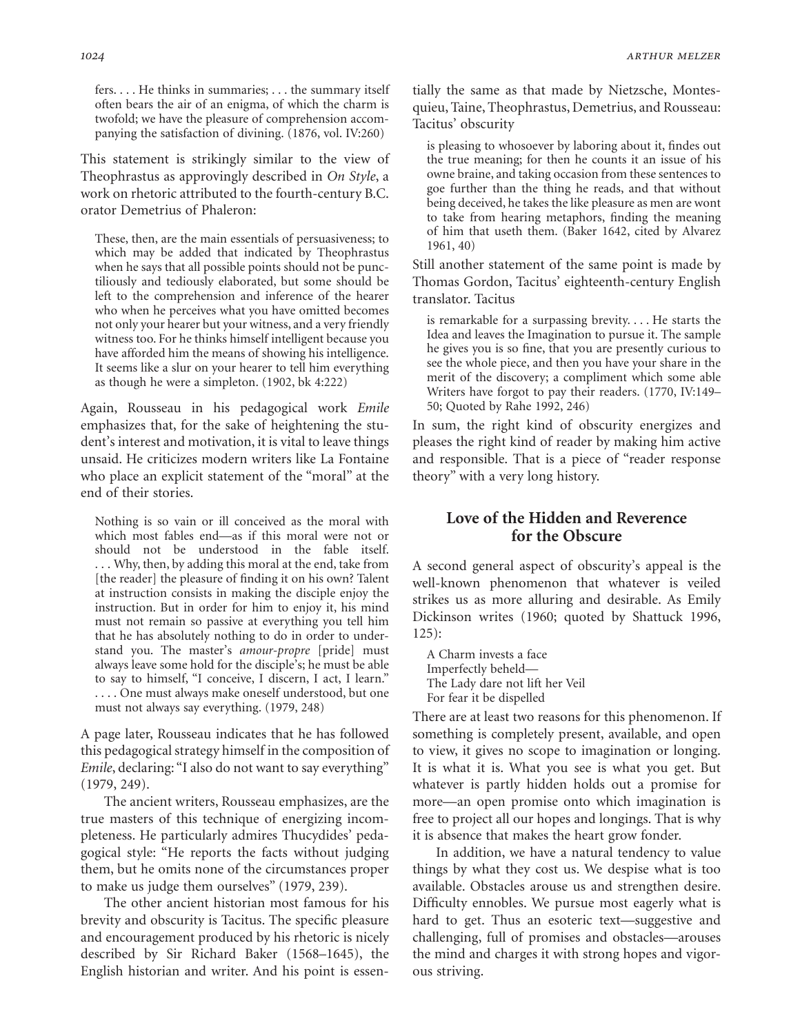fers. . . . He thinks in summaries; . . . the summary itself often bears the air of an enigma, of which the charm is twofold; we have the pleasure of comprehension accompanying the satisfaction of divining. (1876, vol. IV:260)

This statement is strikingly similar to the view of Theophrastus as approvingly described in *On Style*, a work on rhetoric attributed to the fourth-century B.C. orator Demetrius of Phaleron:

> These, then, are the main essentials of persuasiveness; to which may be added that indicated by Theophrastus when he says that all possible points should not be punctiliously and tediously elaborated, but some should be left to the comprehension and inference of the hearer who when he perceives what you have omitted becomes not only your hearer but your witness, and a very friendly witness too. For he thinks himself intelligent because you have afforded him the means of showing his intelligence. It seems like a slur on your hearer to tell him everything as though he were a simpleton. (1902, bk 4:222)

Again, Rousseau in his pedagogical work *Emile* emphasizes that, for the sake of heightening the student's interest and motivation, it is vital to leave things unsaid. He criticizes modern writers like La Fontaine who place an explicit statement of the "moral" at the end of their stories.

> Nothing is so vain or ill conceived as the moral with which most fables end—as if this moral were not or should not be understood in the fable itself. . . . Why, then, by adding this moral at the end, take from [the reader] the pleasure of finding it on his own? Talent at instruction consists in making the disciple enjoy the instruction. But in order for him to enjoy it, his mind must not remain so passive at everything you tell him that he has absolutely nothing to do in order to understand you. The master's *amour-propre* [pride] must always leave some hold for the disciple's; he must be able to say to himself, "I conceive, I discern, I act, I learn." . . . . One must always make oneself understood, but one must not always say everything. (1979, 248)

A page later, Rousseau indicates that he has followed this pedagogical strategy himself in the composition of *Emile*, declaring: "I also do not want to say everything" (1979, 249).

The ancient writers, Rousseau emphasizes, are the true masters of this technique of energizing incompleteness. He particularly admires Thucydides' pedagogical style: "He reports the facts without judging them, but he omits none of the circumstances proper to make us judge them ourselves" (1979, 239).

The other ancient historian most famous for his brevity and obscurity is Tacitus. The specific pleasure and encouragement produced by his rhetoric is nicely described by Sir Richard Baker (1568–1645), the English historian and writer. And his point is essentially the same as that made by Nietzsche, Montesquieu, Taine, Theophrastus, Demetrius, and Rousseau: Tacitus' obscurity

> is pleasing to whosoever by laboring about it, findes out the true meaning; for then he counts it an issue of his owne braine, and taking occasion from these sentences to goe further than the thing he reads, and that without being deceived, he takes the like pleasure as men are wont to take from hearing metaphors, finding the meaning of him that useth them. (Baker 1642, cited by Alvarez 1961, 40)

Still another statement of the same point is made by Thomas Gordon, Tacitus' eighteenth-century English translator. Tacitus

> is remarkable for a surpassing brevity. . . . He starts the Idea and leaves the Imagination to pursue it. The sample he gives you is so fine, that you are presently curious to see the whole piece, and then you have your share in the merit of the discovery; a compliment which some able Writers have forgot to pay their readers. (1770, IV:149–50; Quoted by Rahe 1992, 246)

In sum, the right kind of obscurity energizes and pleases the right kind of reader by making him active and responsible. That is a piece of "reader response theory" with a very long history.

## Love of the Hidden and Reverence for the Obscure

A second general aspect of obscurity's appeal is the well-known phenomenon that whatever is veiled strikes us as more alluring and desirable. As Emily Dickinson writes (1960; quoted by Shattuck 1996, 125):

> A Charm invests a face
> Imperfectly beheld—
> The Lady dare not lift her Veil
> For fear it be dispelled

There are at least two reasons for this phenomenon. If something is completely present, available, and open to view, it gives no scope to imagination or longing. It is what it is. What you see is what you get. But whatever is partly hidden holds out a promise for more—an open promise onto which imagination is free to project all our hopes and longings. That is why it is absence that makes the heart grow fonder.

In addition, we have a natural tendency to value things by what they cost us. We despise what is too available. Obstacles arouse us and strengthen desire. Difficulty ennobles. We pursue most eagerly what is hard to get. Thus an esoteric text—suggestive and challenging, full of promises and obstacles—arouses the mind and charges it with strong hopes and vigorous striving.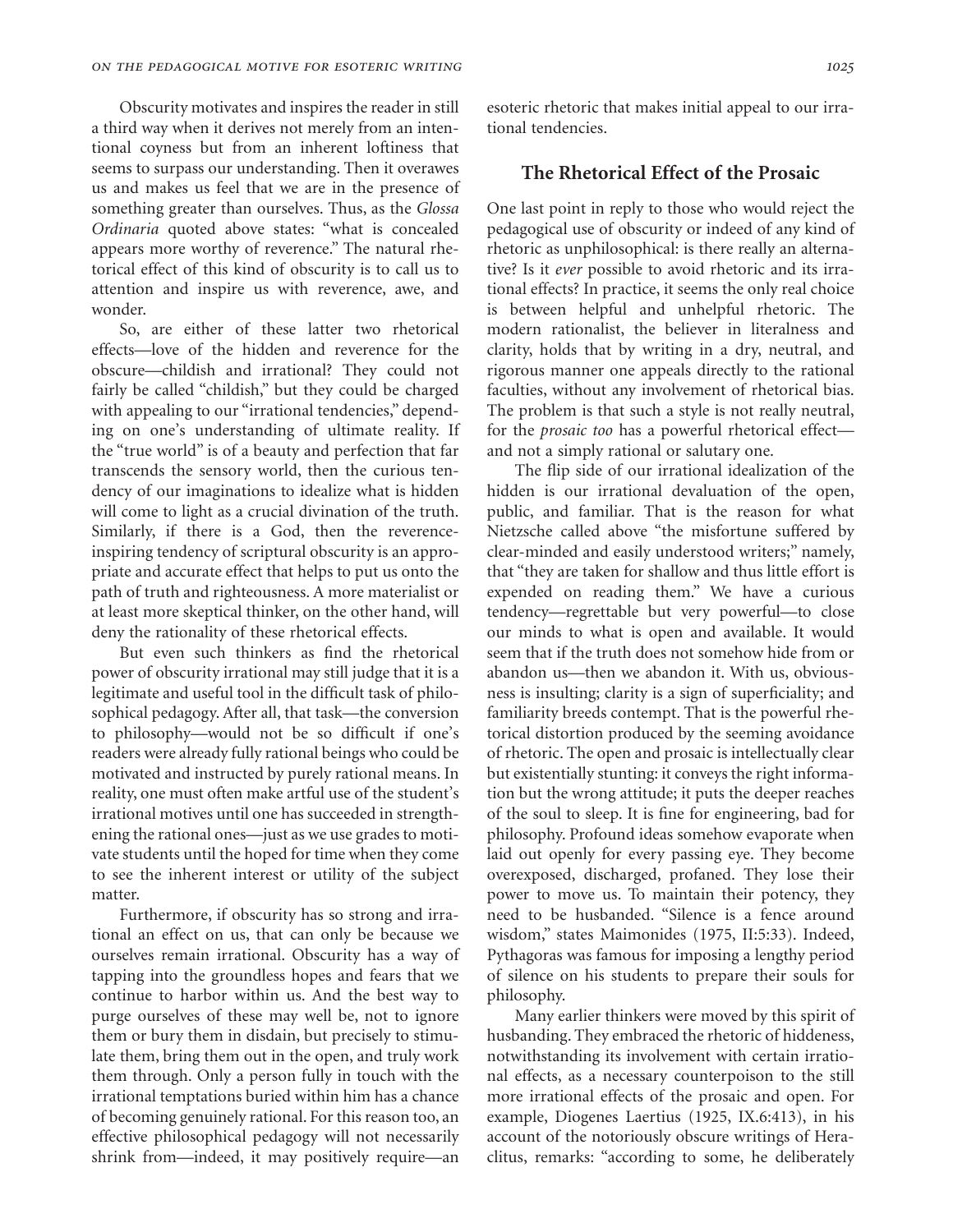Obscurity motivates and inspires the reader in still a third way when it derives not merely from an intentional coyness but from an inherent loftiness that seems to surpass our understanding. Then it overawes us and makes us feel that we are in the presence of something greater than ourselves. Thus, as the *Glossa Ordinaria* quoted above states: "what is concealed appears more worthy of reverence." The natural rhetorical effect of this kind of obscurity is to call us to attention and inspire us with reverence, awe, and wonder.

So, are either of these latter two rhetorical effects—love of the hidden and reverence for the obscure—childish and irrational? They could not fairly be called "childish," but they could be charged with appealing to our "irrational tendencies," depending on one's understanding of ultimate reality. If the "true world" is of a beauty and perfection that far transcends the sensory world, then the curious tendency of our imaginations to idealize what is hidden will come to light as a crucial divination of the truth. Similarly, if there is a God, then the reverence-inspiring tendency of scriptural obscurity is an appropriate and accurate effect that helps to put us onto the path of truth and righteousness. A more materialist or at least more skeptical thinker, on the other hand, will deny the rationality of these rhetorical effects.

But even such thinkers as find the rhetorical power of obscurity irrational may still judge that it is a legitimate and useful tool in the difficult task of philosophical pedagogy. After all, that task—the conversion to philosophy—would not be so difficult if one's readers were already fully rational beings who could be motivated and instructed by purely rational means. In reality, one must often make artful use of the student's irrational motives until one has succeeded in strengthening the rational ones—just as we use grades to motivate students until the hoped for time when they come to see the inherent interest or utility of the subject matter.

Furthermore, if obscurity has so strong and irrational an effect on us, that can only be because we ourselves remain irrational. Obscurity has a way of tapping into the groundless hopes and fears that we continue to harbor within us. And the best way to purge ourselves of these may well be, not to ignore them or bury them in disdain, but precisely to stimulate them, bring them out in the open, and truly work them through. Only a person fully in touch with the irrational temptations buried within him has a chance of becoming genuinely rational. For this reason too, an effective philosophical pedagogy will not necessarily shrink from—indeed, it may positively require—an esoteric rhetoric that makes initial appeal to our irrational tendencies.

## The Rhetorical Effect of the Prosaic

One last point in reply to those who would reject the pedagogical use of obscurity or indeed of any kind of rhetoric as unphilosophical: is there really an alternative? Is it *ever* possible to avoid rhetoric and its irrational effects? In practice, it seems the only real choice is between helpful and unhelpful rhetoric. The modern rationalist, the believer in literalness and clarity, holds that by writing in a dry, neutral, and rigorous manner one appeals directly to the rational faculties, without any involvement of rhetorical bias. The problem is that such a style is not really neutral, for the *prosaic too* has a powerful rhetorical effect—and not a simply rational or salutary one.

The flip side of our irrational idealization of the hidden is our irrational devaluation of the open, public, and familiar. That is the reason for what Nietzsche called above "the misfortune suffered by clear-minded and easily understood writers;" namely, that "they are taken for shallow and thus little effort is expended on reading them." We have a curious tendency—regrettable but very powerful—to close our minds to what is open and available. It would seem that if the truth does not somehow hide from or abandon us—then we abandon it. With us, obviousness is insulting; clarity is a sign of superficiality; and familiarity breeds contempt. That is the powerful rhetorical distortion produced by the seeming avoidance of rhetoric. The open and prosaic is intellectually clear but existentially stunting: it conveys the right information but the wrong attitude; it puts the deeper reaches of the soul to sleep. It is fine for engineering, bad for philosophy. Profound ideas somehow evaporate when laid out openly for every passing eye. They become overexposed, discharged, profaned. They lose their power to move us. To maintain their potency, they need to be husbanded. "Silence is a fence around wisdom," states Maimonides (1975, II:5:33). Indeed, Pythagoras was famous for imposing a lengthy period of silence on his students to prepare their souls for philosophy.

Many earlier thinkers were moved by this spirit of husbanding. They embraced the rhetoric of hiddeness, notwithstanding its involvement with certain irrational effects, as a necessary counterpoison to the still more irrational effects of the prosaic and open. For example, Diogenes Laertius (1925, IX.6:413), in his account of the notoriously obscure writings of Heraclitus, remarks: "according to some, he deliberately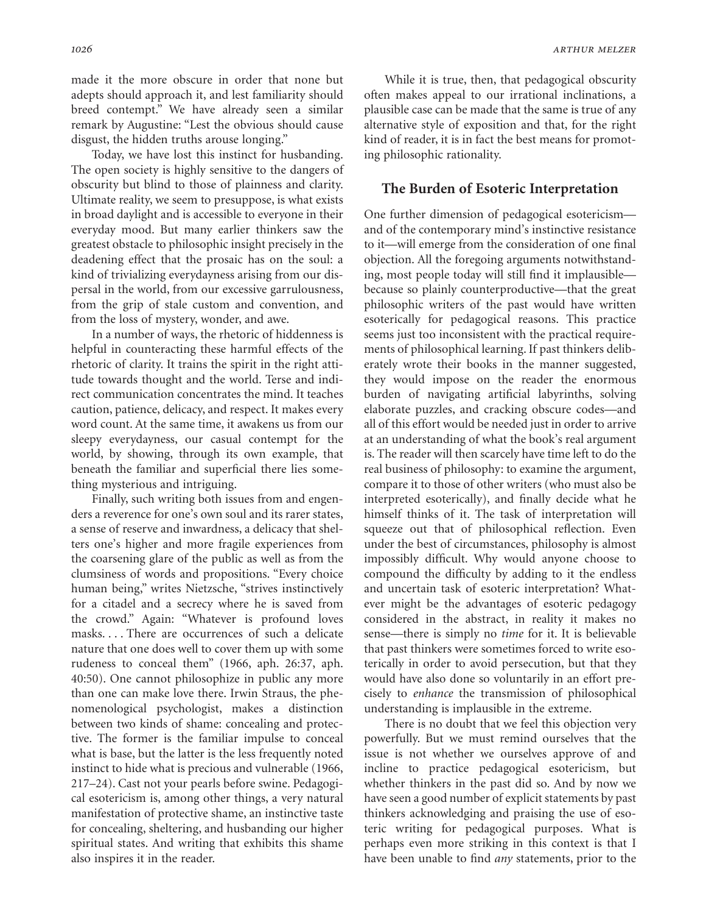made it the more obscure in order that none but adepts should approach it, and lest familiarity should breed contempt." We have already seen a similar remark by Augustine: "Lest the obvious should cause disgust, the hidden truths arouse longing."

Today, we have lost this instinct for husbanding. The open society is highly sensitive to the dangers of obscurity but blind to those of plainness and clarity. Ultimate reality, we seem to presuppose, is what exists in broad daylight and is accessible to everyone in their everyday mood. But many earlier thinkers saw the greatest obstacle to philosophic insight precisely in the deadening effect that the prosaic has on the soul: a kind of trivializing everydayness arising from our dispersal in the world, from our excessive garrulousness, from the grip of stale custom and convention, and from the loss of mystery, wonder, and awe.

In a number of ways, the rhetoric of hiddenness is helpful in counteracting these harmful effects of the rhetoric of clarity. It trains the spirit in the right attitude towards thought and the world. Terse and indirect communication concentrates the mind. It teaches caution, patience, delicacy, and respect. It makes every word count. At the same time, it awakens us from our sleepy everydayness, our casual contempt for the world, by showing, through its own example, that beneath the familiar and superficial there lies something mysterious and intriguing.

Finally, such writing both issues from and engenders a reverence for one's own soul and its rarer states, a sense of reserve and inwardness, a delicacy that shelters one's higher and more fragile experiences from the coarsening glare of the public as well as from the clumsiness of words and propositions. "Every choice human being," writes Nietzsche, "strives instinctively for a citadel and a secrecy where he is saved from the crowd." Again: "Whatever is profound loves masks. . . . There are occurrences of such a delicate nature that one does well to cover them up with some rudeness to conceal them" (1966, aph. 26:37, aph. 40:50). One cannot philosophize in public any more than one can make love there. Irwin Straus, the phenomenological psychologist, makes a distinction between two kinds of shame: concealing and protective. The former is the familiar impulse to conceal what is base, but the latter is the less frequently noted instinct to hide what is precious and vulnerable (1966, 217–24). Cast not your pearls before swine. Pedagogical esotericism is, among other things, a very natural manifestation of protective shame, an instinctive taste for concealing, sheltering, and husbanding our higher spiritual states. And writing that exhibits this shame also inspires it in the reader.

While it is true, then, that pedagogical obscurity often makes appeal to our irrational inclinations, a plausible case can be made that the same is true of any alternative style of exposition and that, for the right kind of reader, it is in fact the best means for promoting philosophic rationality.

## The Burden of Esoteric Interpretation

One further dimension of pedagogical esotericism—and of the contemporary mind's instinctive resistance to it—will emerge from the consideration of one final objection. All the foregoing arguments notwithstanding, most people today will still find it implausible—because so plainly counterproductive—that the great philosophic writers of the past would have written esoterically for pedagogical reasons. This practice seems just too inconsistent with the practical requirements of philosophical learning. If past thinkers deliberately wrote their books in the manner suggested, they would impose on the reader the enormous burden of navigating artificial labyrinths, solving elaborate puzzles, and cracking obscure codes—and all of this effort would be needed just in order to arrive at an understanding of what the book's real argument is. The reader will then scarcely have time left to do the real business of philosophy: to examine the argument, compare it to those of other writers (who must also be interpreted esoterically), and finally decide what he himself thinks of it. The task of interpretation will squeeze out that of philosophical reflection. Even under the best of circumstances, philosophy is almost impossibly difficult. Why would anyone choose to compound the difficulty by adding to it the endless and uncertain task of esoteric interpretation? Whatever might be the advantages of esoteric pedagogy considered in the abstract, in reality it makes no sense—there is simply no *time* for it. It is believable that past thinkers were sometimes forced to write esoterically in order to avoid persecution, but that they would have also done so voluntarily in an effort precisely to *enhance* the transmission of philosophical understanding is implausible in the extreme.

There is no doubt that we feel this objection very powerfully. But we must remind ourselves that the issue is not whether we ourselves approve of and incline to practice pedagogical esotericism, but whether thinkers in the past did so. And by now we have seen a good number of explicit statements by past thinkers acknowledging and praising the use of esoteric writing for pedagogical purposes. What is perhaps even more striking in this context is that I have been unable to find *any* statements, prior to the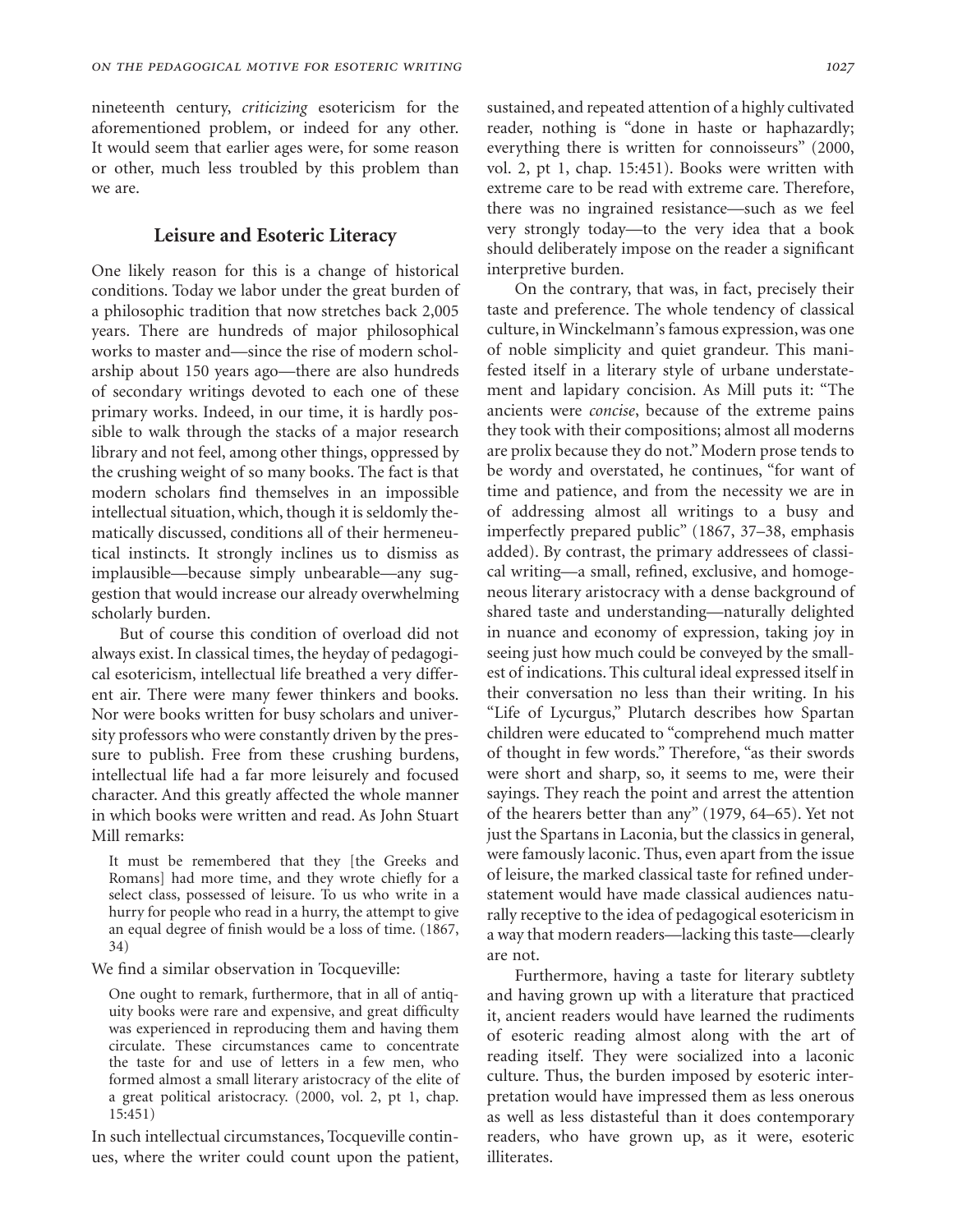nineteenth century, *criticizing* esotericism for the aforementioned problem, or indeed for any other. It would seem that earlier ages were, for some reason or other, much less troubled by this problem than we are.

## Leisure and Esoteric Literacy

One likely reason for this is a change of historical conditions. Today we labor under the great burden of a philosophic tradition that now stretches back 2,005 years. There are hundreds of major philosophical works to master and—since the rise of modern scholarship about 150 years ago—there are also hundreds of secondary writings devoted to each one of these primary works. Indeed, in our time, it is hardly possible to walk through the stacks of a major research library and not feel, among other things, oppressed by the crushing weight of so many books. The fact is that modern scholars find themselves in an impossible intellectual situation, which, though it is seldomly thematically discussed, conditions all of their hermeneutical instincts. It strongly inclines us to dismiss as implausible—because simply unbearable—any suggestion that would increase our already overwhelming scholarly burden.

But of course this condition of overload did not always exist. In classical times, the heyday of pedagogical esotericism, intellectual life breathed a very different air. There were many fewer thinkers and books. Nor were books written for busy scholars and university professors who were constantly driven by the pressure to publish. Free from these crushing burdens, intellectual life had a far more leisurely and focused character. And this greatly affected the whole manner in which books were written and read. As John Stuart Mill remarks:

> It must be remembered that they [the Greeks and Romans] had more time, and they wrote chiefly for a select class, possessed of leisure. To us who write in a hurry for people who read in a hurry, the attempt to give an equal degree of finish would be a loss of time. (1867, 34)

We find a similar observation in Tocqueville:

> One ought to remark, furthermore, that in all of antiquity books were rare and expensive, and great difficulty was experienced in reproducing them and having them circulate. These circumstances came to concentrate the taste for and use of letters in a few men, who formed almost a small literary aristocracy of the elite of a great political aristocracy. (2000, vol. 2, pt 1, chap. 15:451)

In such intellectual circumstances, Tocqueville continues, where the writer could count upon the patient, sustained, and repeated attention of a highly cultivated reader, nothing is "done in haste or haphazardly; everything there is written for connoisseurs" (2000, vol. 2, pt 1, chap. 15:451). Books were written with extreme care to be read with extreme care. Therefore, there was no ingrained resistance—such as we feel very strongly today—to the very idea that a book should deliberately impose on the reader a significant interpretive burden.

On the contrary, that was, in fact, precisely their taste and preference. The whole tendency of classical culture, in Winckelmann's famous expression, was one of noble simplicity and quiet grandeur. This manifested itself in a literary style of urbane understatement and lapidary concision. As Mill puts it: "The ancients were *concise*, because of the extreme pains they took with their compositions; almost all moderns are prolix because they do not." Modern prose tends to be wordy and overstated, he continues, "for want of time and patience, and from the necessity we are in of addressing almost all writings to a busy and imperfectly prepared public" (1867, 37–38, emphasis added). By contrast, the primary addressees of classical writing—a small, refined, exclusive, and homogeneous literary aristocracy with a dense background of shared taste and understanding—naturally delighted in nuance and economy of expression, taking joy in seeing just how much could be conveyed by the smallest of indications. This cultural ideal expressed itself in their conversation no less than their writing. In his "Life of Lycurgus," Plutarch describes how Spartan children were educated to "comprehend much matter of thought in few words." Therefore, "as their swords were short and sharp, so, it seems to me, were their sayings. They reach the point and arrest the attention of the hearers better than any" (1979, 64–65). Yet not just the Spartans in Laconia, but the classics in general, were famously laconic. Thus, even apart from the issue of leisure, the marked classical taste for refined understatement would have made classical audiences naturally receptive to the idea of pedagogical esotericism in a way that modern readers—lacking this taste—clearly are not.

Furthermore, having a taste for literary subtlety and having grown up with a literature that practiced it, ancient readers would have learned the rudiments of esoteric reading almost along with the art of reading itself. They were socialized into a laconic culture. Thus, the burden imposed by esoteric interpretation would have impressed them as less onerous as well as less distasteful than it does contemporary readers, who have grown up, as it were, esoteric illiterates.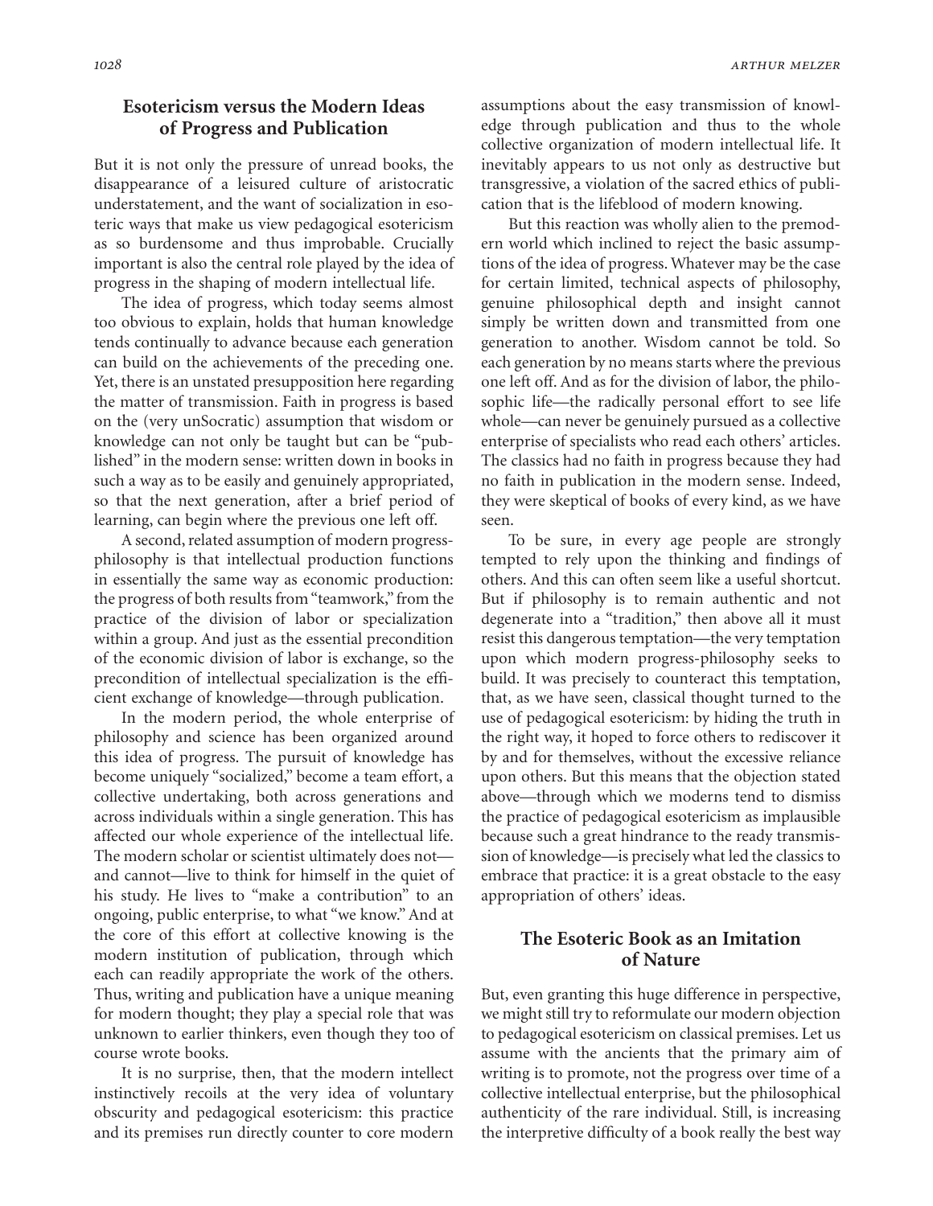## Esotericism versus the Modern Ideas of Progress and Publication

But it is not only the pressure of unread books, the disappearance of a leisured culture of aristocratic understatement, and the want of socialization in esoteric ways that make us view pedagogical esotericism as so burdensome and thus improbable. Crucially important is also the central role played by the idea of progress in the shaping of modern intellectual life.

The idea of progress, which today seems almost too obvious to explain, holds that human knowledge tends continually to advance because each generation can build on the achievements of the preceding one. Yet, there is an unstated presupposition here regarding the matter of transmission. Faith in progress is based on the (very unSocratic) assumption that wisdom or knowledge can not only be taught but can be "published" in the modern sense: written down in books in such a way as to be easily and genuinely appropriated, so that the next generation, after a brief period of learning, can begin where the previous one left off.

A second, related assumption of modern progress-philosophy is that intellectual production functions in essentially the same way as economic production: the progress of both results from "teamwork," from the practice of the division of labor or specialization within a group. And just as the essential precondition of the economic division of labor is exchange, so the precondition of intellectual specialization is the efficient exchange of knowledge—through publication.

In the modern period, the whole enterprise of philosophy and science has been organized around this idea of progress. The pursuit of knowledge has become uniquely "socialized," become a team effort, a collective undertaking, both across generations and across individuals within a single generation. This has affected our whole experience of the intellectual life. The modern scholar or scientist ultimately does not—and cannot—live to think for himself in the quiet of his study. He lives to "make a contribution" to an ongoing, public enterprise, to what "we know." And at the core of this effort at collective knowing is the modern institution of publication, through which each can readily appropriate the work of the others. Thus, writing and publication have a unique meaning for modern thought; they play a special role that was unknown to earlier thinkers, even though they too of course wrote books.

It is no surprise, then, that the modern intellect instinctively recoils at the very idea of voluntary obscurity and pedagogical esotericism: this practice and its premises run directly counter to core modern assumptions about the easy transmission of knowledge through publication and thus to the whole collective organization of modern intellectual life. It inevitably appears to us not only as destructive but transgressive, a violation of the sacred ethics of publication that is the lifeblood of modern knowing.

But this reaction was wholly alien to the premodern world which inclined to reject the basic assumptions of the idea of progress. Whatever may be the case for certain limited, technical aspects of philosophy, genuine philosophical depth and insight cannot simply be written down and transmitted from one generation to another. Wisdom cannot be told. So each generation by no means starts where the previous one left off. And as for the division of labor, the philosophic life—the radically personal effort to see life whole—can never be genuinely pursued as a collective enterprise of specialists who read each others' articles. The classics had no faith in progress because they had no faith in publication in the modern sense. Indeed, they were skeptical of books of every kind, as we have seen.

To be sure, in every age people are strongly tempted to rely upon the thinking and findings of others. And this can often seem like a useful shortcut. But if philosophy is to remain authentic and not degenerate into a "tradition," then above all it must resist this dangerous temptation—the very temptation upon which modern progress-philosophy seeks to build. It was precisely to counteract this temptation, that, as we have seen, classical thought turned to the use of pedagogical esotericism: by hiding the truth in the right way, it hoped to force others to rediscover it by and for themselves, without the excessive reliance upon others. But this means that the objection stated above—through which we moderns tend to dismiss the practice of pedagogical esotericism as implausible because such a great hindrance to the ready transmission of knowledge—is precisely what led the classics to embrace that practice: it is a great obstacle to the easy appropriation of others' ideas.

## The Esoteric Book as an Imitation of Nature

But, even granting this huge difference in perspective, we might still try to reformulate our modern objection to pedagogical esotericism on classical premises. Let us assume with the ancients that the primary aim of writing is to promote, not the progress over time of a collective intellectual enterprise, but the philosophical authenticity of the rare individual. Still, is increasing the interpretive difficulty of a book really the best way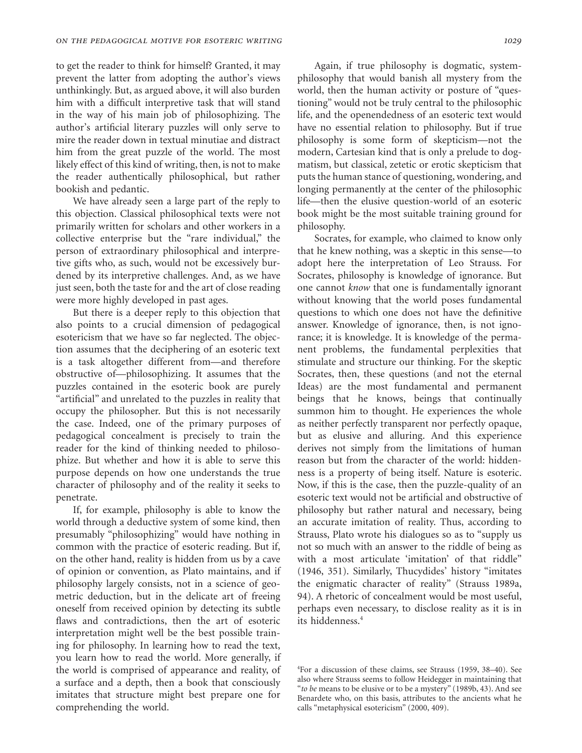to get the reader to think for himself? Granted, it may prevent the latter from adopting the author's views unthinkingly. But, as argued above, it will also burden him with a difficult interpretive task that will stand in the way of his main job of philosophizing. The author's artificial literary puzzles will only serve to mire the reader down in textual minutiae and distract him from the great puzzle of the world. The most likely effect of this kind of writing, then, is not to make the reader authentically philosophical, but rather bookish and pedantic.

We have already seen a large part of the reply to this objection. Classical philosophical texts were not primarily written for scholars and other workers in a collective enterprise but the "rare individual," the person of extraordinary philosophical and interpretive gifts who, as such, would not be excessively burdened by its interpretive challenges. And, as we have just seen, both the taste for and the art of close reading were more highly developed in past ages.

But there is a deeper reply to this objection that also points to a crucial dimension of pedagogical esotericism that we have so far neglected. The objection assumes that the deciphering of an esoteric text is a task altogether different from—and therefore obstructive of—philosophizing. It assumes that the puzzles contained in the esoteric book are purely "artificial" and unrelated to the puzzles in reality that occupy the philosopher. But this is not necessarily the case. Indeed, one of the primary purposes of pedagogical concealment is precisely to train the reader for the kind of thinking needed to philosophize. But whether and how it is able to serve this purpose depends on how one understands the true character of philosophy and of the reality it seeks to penetrate.

If, for example, philosophy is able to know the world through a deductive system of some kind, then presumably "philosophizing" would have nothing in common with the practice of esoteric reading. But if, on the other hand, reality is hidden from us by a cave of opinion or convention, as Plato maintains, and if philosophy largely consists, not in a science of geometric deduction, but in the delicate art of freeing oneself from received opinion by detecting its subtle flaws and contradictions, then the art of esoteric interpretation might well be the best possible training for philosophy. In learning how to read the text, you learn how to read the world. More generally, if the world is comprised of appearance and reality, of a surface and a depth, then a book that consciously imitates that structure might best prepare one for comprehending the world.

Again, if true philosophy is dogmatic, system-philosophy that would banish all mystery from the world, then the human activity or posture of "questioning" would not be truly central to the philosophic life, and the openendedness of an esoteric text would have no essential relation to philosophy. But if true philosophy is some form of skepticism—not the modern, Cartesian kind that is only a prelude to dogmatism, but classical, zetetic or erotic skepticism that puts the human stance of questioning, wondering, and longing permanently at the center of the philosophic life—then the elusive question-world of an esoteric book might be the most suitable training ground for philosophy.

Socrates, for example, who claimed to know only that he knew nothing, was a skeptic in this sense—to adopt here the interpretation of Leo Strauss. For Socrates, philosophy is knowledge of ignorance. But one cannot *know* that one is fundamentally ignorant without knowing that the world poses fundamental questions to which one does not have the definitive answer. Knowledge of ignorance, then, is not ignorance; it is knowledge. It is knowledge of the permanent problems, the fundamental perplexities that stimulate and structure our thinking. For the skeptic Socrates, then, these questions (and not the eternal Ideas) are the most fundamental and permanent beings that he knows, beings that continually summon him to thought. He experiences the whole as neither perfectly transparent nor perfectly opaque, but as elusive and alluring. And this experience derives not simply from the limitations of human reason but from the character of the world: hiddenness is a property of being itself. Nature is esoteric. Now, if this is the case, then the puzzle-quality of an esoteric text would not be artificial and obstructive of philosophy but rather natural and necessary, being an accurate imitation of reality. Thus, according to Strauss, Plato wrote his dialogues so as to "supply us not so much with an answer to the riddle of being as with a most articulate 'imitation' of that riddle" (1946, 351). Similarly, Thucydides' history "imitates the enigmatic character of reality" (Strauss 1989a, 94). A rhetoric of concealment would be most useful, perhaps even necessary, to disclose reality as it is in its hiddenness.[4]

[4]For a discussion of these claims, see Strauss (1959, 38–40). See also where Strauss seems to follow Heidegger in maintaining that "*to be* means to be elusive or to be a mystery" (1989b, 43). And see Benardete who, on this basis, attributes to the ancients what he calls "metaphysical esotericism" (2000, 409).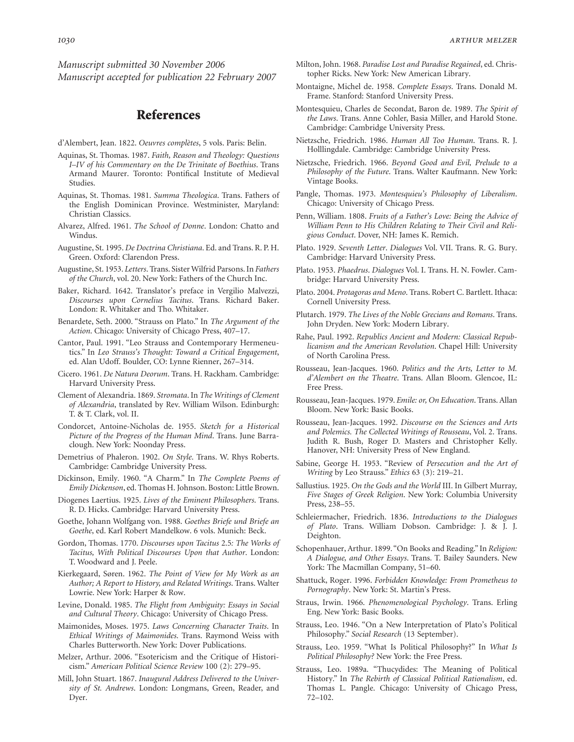*Manuscript submitted 30 November 2006*
*Manuscript accepted for publication 22 February 2007*

## References

d'Alembert, Jean. 1822. *Oeuvres complètes*, 5 vols. Paris: Belin.

Aquinas, St. Thomas. 1987. *Faith, Reason and Theology: Questions I–IV of his Commentary on the De Trinitate of Boethius*. Trans Armand Maurer. Toronto: Pontifical Institute of Medieval Studies.

Aquinas, St. Thomas. 1981. *Summa Theologica*. Trans. Fathers of the English Dominican Province. Westminister, Maryland: Christian Classics.

Alvarez, Alfred. 1961. *The School of Donne*. London: Chatto and Windus.

Augustine, St. 1995. *De Doctrina Christiana*. Ed. and Trans. R. P. H. Green. Oxford: Clarendon Press.

Augustine, St. 1953. *Letters*. Trans. Sister Wilfrid Parsons. In *Fathers of the Church*, vol. 20. New York: Fathers of the Church Inc.

Baker, Richard. 1642. Translator's preface in Vergilio Malvezzi, *Discourses upon Cornelius Tacitus*. Trans. Richard Baker. London: R. Whitaker and Tho. Whitaker.

Benardete, Seth. 2000. "Strauss on Plato." In *The Argument of the Action*. Chicago: University of Chicago Press, 407–17.

Cantor, Paul. 1991. "Leo Strauss and Contemporary Hermeneutics." In *Leo Strauss's Thought: Toward a Critical Engagement*, ed. Alan Udoff. Boulder, CO: Lynne Rienner, 267–314.

Cicero. 1961. *De Natura Deorum*. Trans. H. Rackham. Cambridge: Harvard University Press.

Clement of Alexandria. 1869. *Stromata*. In *The Writings of Clement of Alexandria*, translated by Rev. William Wilson. Edinburgh: T. & T. Clark, vol. II.

Condorcet, Antoine-Nicholas de. 1955. *Sketch for a Historical Picture of the Progress of the Human Mind*. Trans. June Barraclough. New York: Noonday Press.

Demetrius of Phaleron. 1902. *On Style*. Trans. W. Rhys Roberts. Cambridge: Cambridge University Press.

Dickinson, Emily. 1960. "A Charm." In *The Complete Poems of Emily Dickenson*, ed. Thomas H. Johnson. Boston: Little Brown.

Diogenes Laertius. 1925. *Lives of the Eminent Philosophers*. Trans. R. D. Hicks. Cambridge: Harvard University Press.

Goethe, Johann Wolfgang von. 1988. *Goethes Briefe und Briefe an Goethe*, ed. Karl Robert Mandelkow. 6 vols. Munich: Beck.

Gordon, Thomas. 1770. *Discourses upon Tacitus* 2.5*: The Works of Tacitus, With Political Discourses Upon that Author*. London: T. Woodward and J. Peele.

Kierkegaard, Søren. 1962. *The Point of View for My Work as an Author; A Report to History, and Related Writings*. Trans. Walter Lowrie. New York: Harper & Row.

Levine, Donald. 1985. *The Flight from Ambiguity: Essays in Social and Cultural Theory*. Chicago: University of Chicago Press.

Maimonides, Moses. 1975. *Laws Concerning Character Traits*. In *Ethical Writings of Maimonides*. Trans. Raymond Weiss with Charles Butterworth. New York: Dover Publications.

Melzer, Arthur. 2006. "Esotericism and the Critique of Historicism." *American Political Science Review* 100 (2): 279–95.

Mill, John Stuart. 1867. *Inaugural Address Delivered to the University of St. Andrews*. London: Longmans, Green, Reader, and Dyer.

Milton, John. 1968. *Paradise Lost and Paradise Regained*, ed. Christopher Ricks. New York: New American Library.

Montaigne, Michel de. 1958. *Complete Essays*. Trans. Donald M. Frame. Stanford: Stanford University Press.

Montesquieu, Charles de Secondat, Baron de. 1989. *The Spirit of the Laws*. Trans. Anne Cohler, Basia Miller, and Harold Stone. Cambridge: Cambridge University Press.

Nietzsche, Friedrich. 1986. *Human All Too Human*. Trans. R. J. Holllingdale. Cambridge: Cambridge University Press.

Nietzsche, Friedrich. 1966. *Beyond Good and Evil, Prelude to a Philosophy of the Future*. Trans. Walter Kaufmann. New York: Vintage Books.

Pangle, Thomas. 1973. *Montesquieu's Philosophy of Liberalism*. Chicago: University of Chicago Press.

Penn, William. 1808. *Fruits of a Father's Love: Being the Advice of William Penn to His Children Relating to Their Civil and Religious Conduct*. Dover, NH: James K. Remich.

Plato. 1929. *Seventh Letter*. *Dialogues* Vol. VII. Trans. R. G. Bury. Cambridge: Harvard University Press.

Plato. 1953. *Phaedrus*. *Dialogues* Vol. I. Trans. H. N. Fowler. Cambridge: Harvard University Press.

Plato. 2004. *Protagoras and Meno*. Trans. Robert C. Bartlett. Ithaca: Cornell University Press.

Plutarch. 1979. *The Lives of the Noble Grecians and Romans*. Trans. John Dryden. New York: Modern Library.

Rahe, Paul. 1992. *Republics Ancient and Modern: Classical Republicanism and the American Revolution*. Chapel Hill: University of North Carolina Press.

Rousseau, Jean-Jacques. 1960. *Politics and the Arts, Letter to M. d'Alembert on the Theatre*. Trans. Allan Bloom. Glencoe, IL: Free Press.

Rousseau, Jean-Jacques. 1979. *Emile: or, On Education*. Trans. Allan Bloom. New York: Basic Books.

Rousseau, Jean-Jacques. 1992. *Discourse on the Sciences and Arts and Polemics. The Collected Writings of Rousseau*, Vol. 2. Trans. Judith R. Bush, Roger D. Masters and Christopher Kelly. Hanover, NH: University Press of New England.

Sabine, George H. 1953. "Review of *Persecution and the Art of Writing* by Leo Strauss." *Ethics* 63 (3): 219–21.

Sallustius. 1925. *On the Gods and the World* III. In Gilbert Murray, *Five Stages of Greek Religion*. New York: Columbia University Press, 238–55.

Schleiermacher, Friedrich. 1836. *Introductions to the Dialogues of Plato*. Trans. William Dobson. Cambridge: J. & J. J. Deighton.

Schopenhauer, Arthur. 1899. "On Books and Reading." In *Religion: A Dialogue, and Other Essays*. Trans. T. Bailey Saunders. New York: The Macmillan Company, 51–60.

Shattuck, Roger. 1996. *Forbidden Knowledge: From Prometheus to Pornography*. New York: St. Martin's Press.

Straus, Irwin. 1966. *Phenomenological Psychology*. Trans. Erling Eng. New York: Basic Books.

Strauss, Leo. 1946. "On a New Interpretation of Plato's Political Philosophy." *Social Research* (13 September).

Strauss, Leo. 1959. "What Is Political Philosophy?" In *What Is Political Philosophy?* New York: the Free Press.

Strauss, Leo. 1989a. "Thucydides: The Meaning of Political History." In *The Rebirth of Classical Political Rationalism*, ed. Thomas L. Pangle. Chicago: University of Chicago Press, 72–102.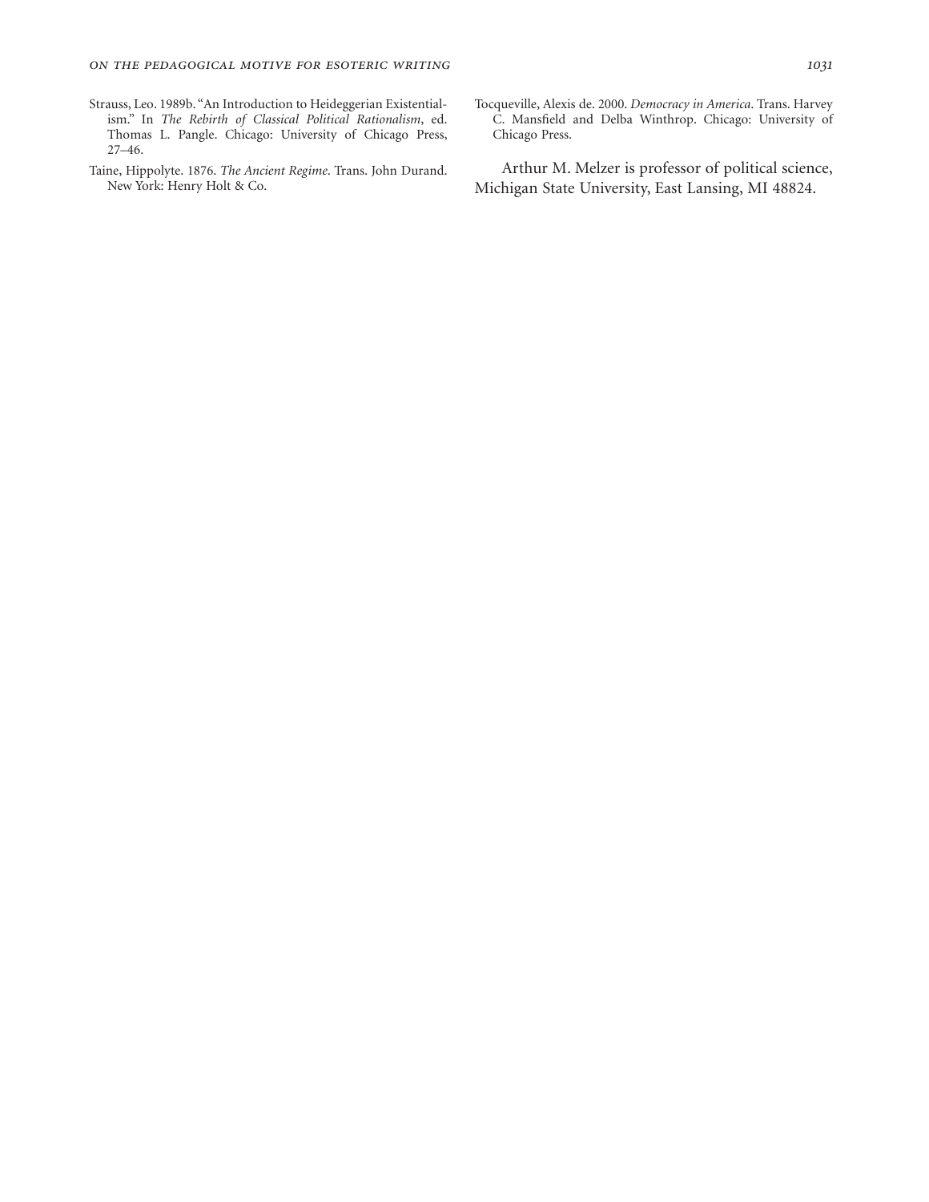Strauss, Leo. 1989b. "An Introduction to Heideggerian Existentialism." In *The Rebirth of Classical Political Rationalism*, ed. Thomas L. Pangle. Chicago: University of Chicago Press, 27–46.

Taine, Hippolyte. 1876. *The Ancient Regime*. Trans. John Durand. New York: Henry Holt & Co.

Tocqueville, Alexis de. 2000. *Democracy in America*. Trans. Harvey C. Mansfield and Delba Winthrop. Chicago: University of Chicago Press.

Arthur M. Melzer is professor of political science, Michigan State University, East Lansing, MI 48824.